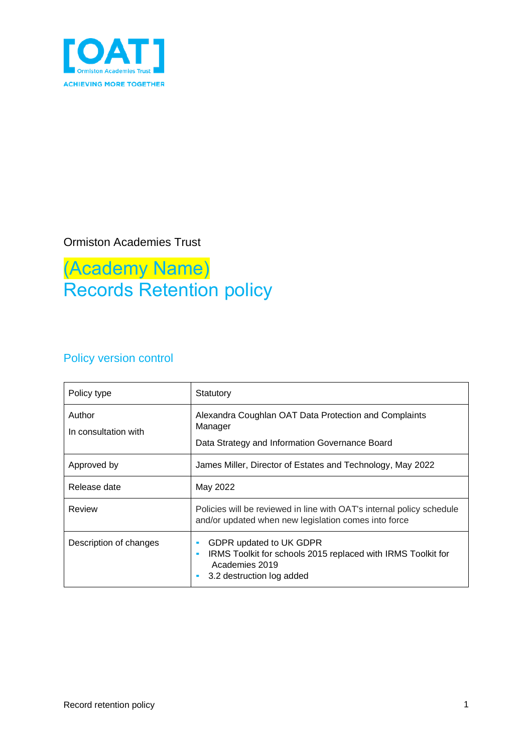[OAT]
Ormiston Academies Trust
ACHIEVING MORE TOGETHER

Ormiston Academies Trust

# (Academy Name) Records Retention policy

## Policy version control

| Policy type | Statutory |
|---|---|
| Author<br>In consultation with | Alexandra Coughlan OAT Data Protection and Complaints Manager<br>Data Strategy and Information Governance Board |
| Approved by | James Miller, Director of Estates and Technology, May 2022 |
| Release date | May 2022 |
| Review | Policies will be reviewed in line with OAT's internal policy schedule and/or updated when new legislation comes into force |
| Description of changes | ▪ GDPR updated to UK GDPR<br>▪ IRMS Toolkit for schools 2015 replaced with IRMS Toolkit for Academies 2019<br>▪ 3.2 destruction log added |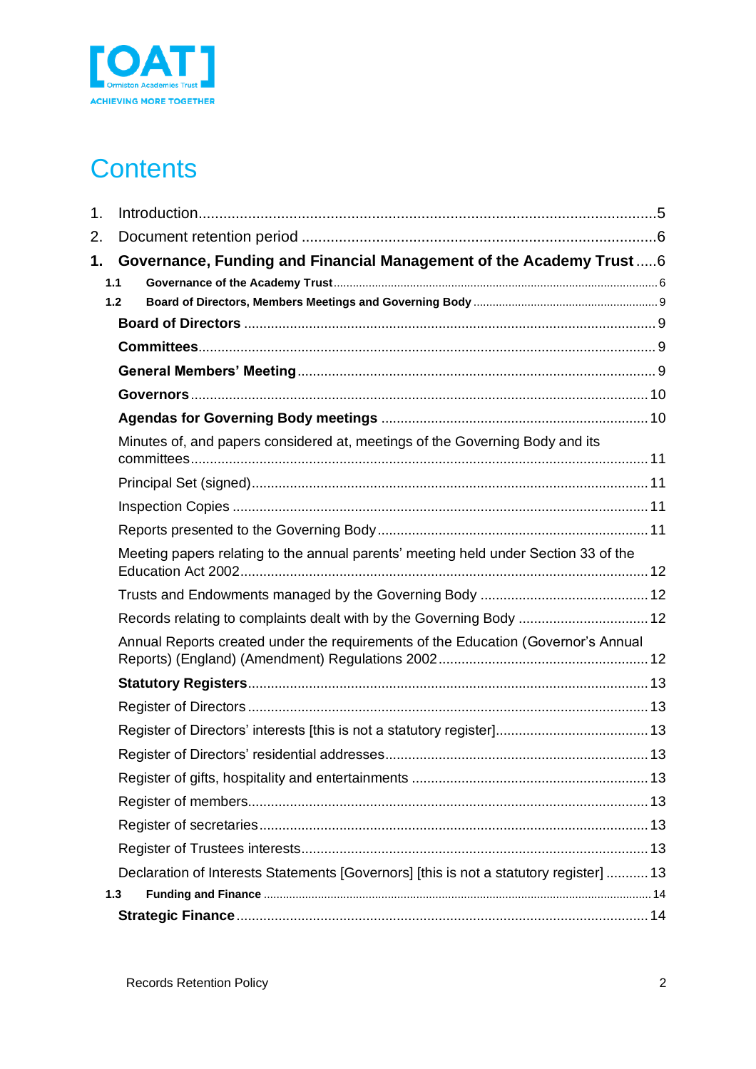# Contents

1. Introduction .....5
2. Document retention period .....6

**1. Governance, Funding and Financial Management of the Academy Trust .....6**

**1.1 Governance of the Academy Trust** .....6

**1.2 Board of Directors, Members Meetings and Governing Body** .....9

**Board of Directors** .....9

**Committees** .....9

**General Members' Meeting** .....9

**Governors** .....10

**Agendas for Governing Body meetings** .....10

Minutes of, and papers considered at, meetings of the Governing Body and its committees .....11

Principal Set (signed) .....11

Inspection Copies .....11

Reports presented to the Governing Body .....11

Meeting papers relating to the annual parents' meeting held under Section 33 of the Education Act 2002 .....12

Trusts and Endowments managed by the Governing Body .....12

Records relating to complaints dealt with by the Governing Body .....12

Annual Reports created under the requirements of the Education (Governor's Annual Reports) (England) (Amendment) Regulations 2002 .....12

**Statutory Registers** .....13

Register of Directors .....13

Register of Directors' interests [this is not a statutory register] .....13

Register of Directors' residential addresses .....13

Register of gifts, hospitality and entertainments .....13

Register of members .....13

Register of secretaries .....13

Register of Trustees interests .....13

Declaration of Interests Statements [Governors] [this is not a statutory register] .....13

**1.3 Funding and Finance** .....14

**Strategic Finance** .....14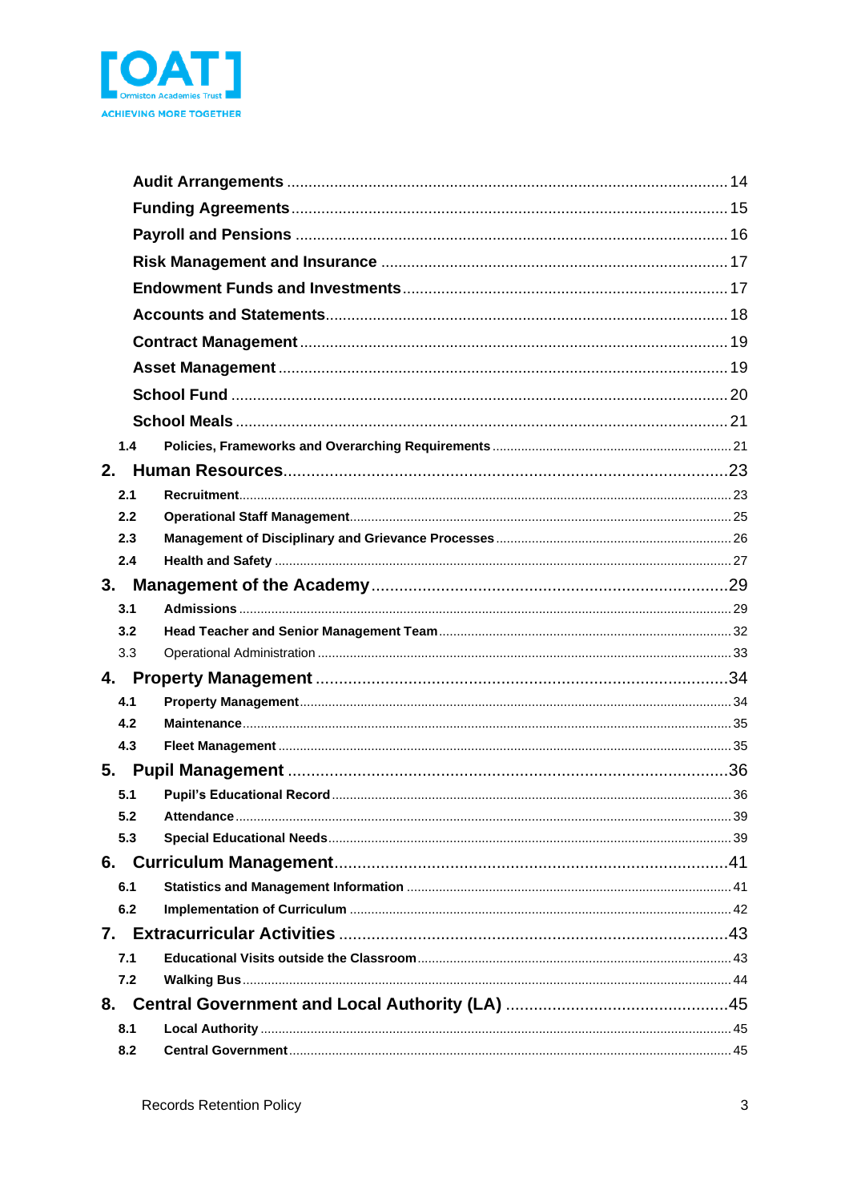Audit Arrangements ........ 14
Funding Agreements ........ 15
Payroll and Pensions ........ 16
Risk Management and Insurance ........ 17
Endowment Funds and Investments ........ 17
Accounts and Statements ........ 18
Contract Management ........ 19
Asset Management ........ 19
School Fund ........ 20
School Meals ........ 21

1.4 Policies, Frameworks and Overarching Requirements ........ 21

2. Human Resources ........ 23

2.1 Recruitment ........ 23
2.2 Operational Staff Management ........ 25
2.3 Management of Disciplinary and Grievance Processes ........ 26
2.4 Health and Safety ........ 27

3. Management of the Academy ........ 29

3.1 Admissions ........ 29
3.2 Head Teacher and Senior Management Team ........ 32
3.3 Operational Administration ........ 33

4. Property Management ........ 34

4.1 Property Management ........ 34
4.2 Maintenance ........ 35
4.3 Fleet Management ........ 35

5. Pupil Management ........ 36

5.1 Pupil's Educational Record ........ 36
5.2 Attendance ........ 39
5.3 Special Educational Needs ........ 39

6. Curriculum Management ........ 41

6.1 Statistics and Management Information ........ 41
6.2 Implementation of Curriculum ........ 42

7. Extracurricular Activities ........ 43

7.1 Educational Visits outside the Classroom ........ 43
7.2 Walking Bus ........ 44

8. Central Government and Local Authority (LA) ........ 45

8.1 Local Authority ........ 45
8.2 Central Government ........ 45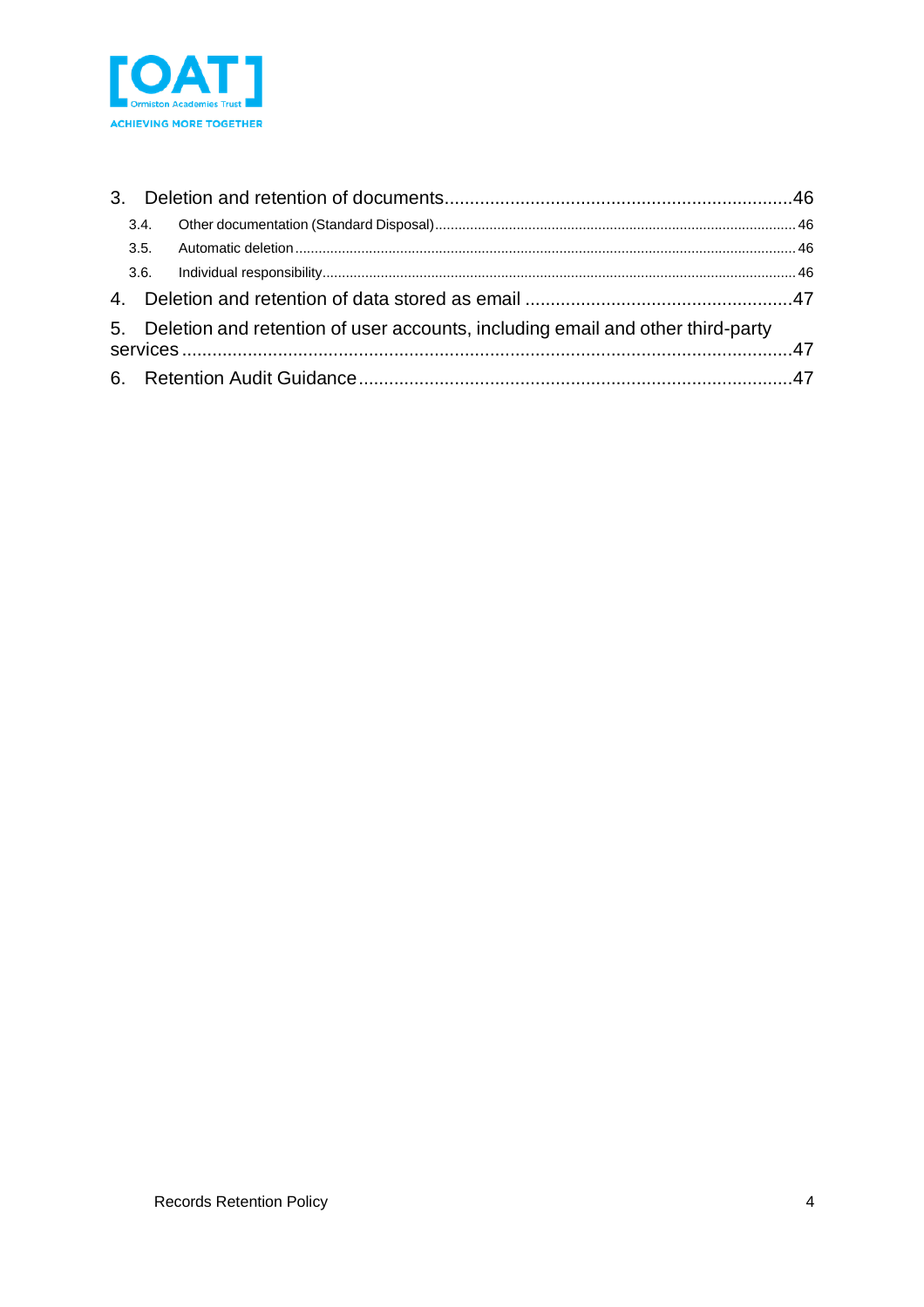3. Deletion and retention of documents....................................................................46

   3.4. Other documentation (Standard Disposal)....................................................................46

   3.5. Automatic deletion....................................................................46

   3.6. Individual responsibility....................................................................46

4. Deletion and retention of data stored as email ....................................................47

5. Deletion and retention of user accounts, including email and other third-party services ....................................................................47

6. Retention Audit Guidance....................................................................47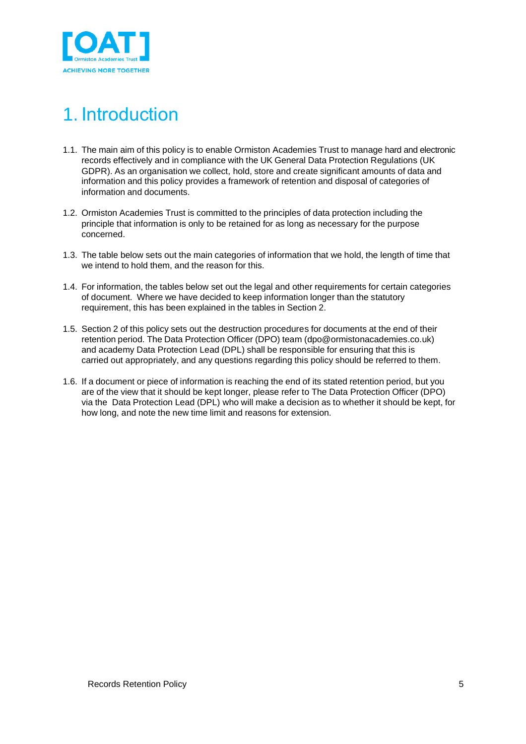# 1. Introduction

1.1. The main aim of this policy is to enable Ormiston Academies Trust to manage hard and electronic records effectively and in compliance with the UK General Data Protection Regulations (UK GDPR). As an organisation we collect, hold, store and create significant amounts of data and information and this policy provides a framework of retention and disposal of categories of information and documents.

1.2. Ormiston Academies Trust is committed to the principles of data protection including the principle that information is only to be retained for as long as necessary for the purpose concerned.

1.3. The table below sets out the main categories of information that we hold, the length of time that we intend to hold them, and the reason for this.

1.4. For information, the tables below set out the legal and other requirements for certain categories of document. Where we have decided to keep information longer than the statutory requirement, this has been explained in the tables in Section 2.

1.5. Section 2 of this policy sets out the destruction procedures for documents at the end of their retention period. The Data Protection Officer (DPO) team (dpo@ormistonacademies.co.uk) and academy Data Protection Lead (DPL) shall be responsible for ensuring that this is carried out appropriately, and any questions regarding this policy should be referred to them.

1.6. If a document or piece of information is reaching the end of its stated retention period, but you are of the view that it should be kept longer, please refer to The Data Protection Officer (DPO) via the Data Protection Lead (DPL) who will make a decision as to whether it should be kept, for how long, and note the new time limit and reasons for extension.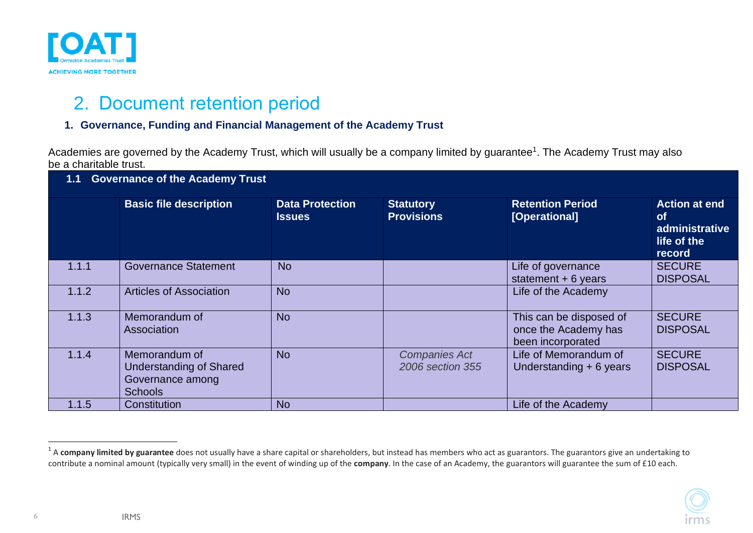## 2. Document retention period

### 1. Governance, Funding and Financial Management of the Academy Trust

Academies are governed by the Academy Trust, which will usually be a company limited by guarantee[1]. The Academy Trust may also be a charitable trust.

| 1.1 Governance of the Academy Trust | | | | | |
|---|---|---|---|---|---|
| | **Basic file description** | **Data Protection Issues** | **Statutory Provisions** | **Retention Period [Operational]** | **Action at end of administrative life of the record** |
| 1.1.1 | Governance Statement | No | | Life of governance statement + 6 years | SECURE DISPOSAL |
| 1.1.2 | Articles of Association | No | | Life of the Academy | |
| 1.1.3 | Memorandum of Association | No | | This can be disposed of once the Academy has been incorporated | SECURE DISPOSAL |
| 1.1.4 | Memorandum of Understanding of Shared Governance among Schools | No | *Companies Act 2006 section 355* | Life of Memorandum of Understanding + 6 years | SECURE DISPOSAL |
| 1.1.5 | Constitution | No | | Life of the Academy | |

[1] A **company limited by guarantee** does not usually have a share capital or shareholders, but instead has members who act as guarantors. The guarantors give an undertaking to contribute a nominal amount (typically very small) in the event of winding up of the **company**. In the case of an Academy, the guarantors will guarantee the sum of £10 each.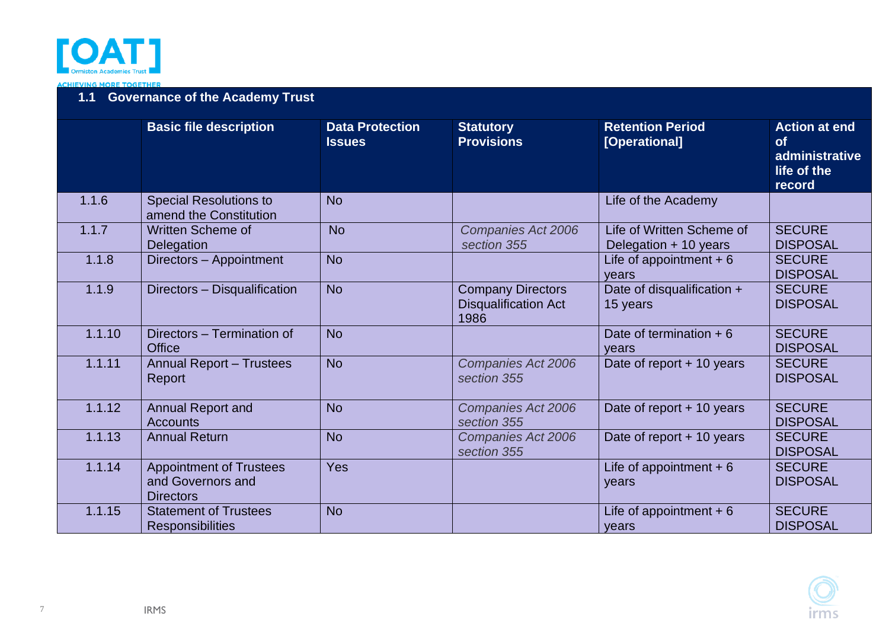## 1.1 Governance of the Academy Trust

| | Basic file description | Data Protection Issues | Statutory Provisions | Retention Period [Operational] | Action at end of administrative life of the record |
|---|---|---|---|---|---|
| 1.1.6 | Special Resolutions to amend the Constitution | No | | Life of the Academy | |
| 1.1.7 | Written Scheme of Delegation | No | *Companies Act 2006 section 355* | Life of Written Scheme of Delegation + 10 years | SECURE DISPOSAL |
| 1.1.8 | Directors – Appointment | No | | Life of appointment + 6 years | SECURE DISPOSAL |
| 1.1.9 | Directors – Disqualification | No | Company Directors Disqualification Act 1986 | Date of disqualification + 15 years | SECURE DISPOSAL |
| 1.1.10 | Directors – Termination of Office | No | | Date of termination + 6 years | SECURE DISPOSAL |
| 1.1.11 | Annual Report – Trustees Report | No | *Companies Act 2006 section 355* | Date of report + 10 years | SECURE DISPOSAL |
| 1.1.12 | Annual Report and Accounts | No | *Companies Act 2006 section 355* | Date of report + 10 years | SECURE DISPOSAL |
| 1.1.13 | Annual Return | No | *Companies Act 2006 section 355* | Date of report + 10 years | SECURE DISPOSAL |
| 1.1.14 | Appointment of Trustees and Governors and Directors | Yes | | Life of appointment + 6 years | SECURE DISPOSAL |
| 1.1.15 | Statement of Trustees Responsibilities | No | | Life of appointment + 6 years | SECURE DISPOSAL |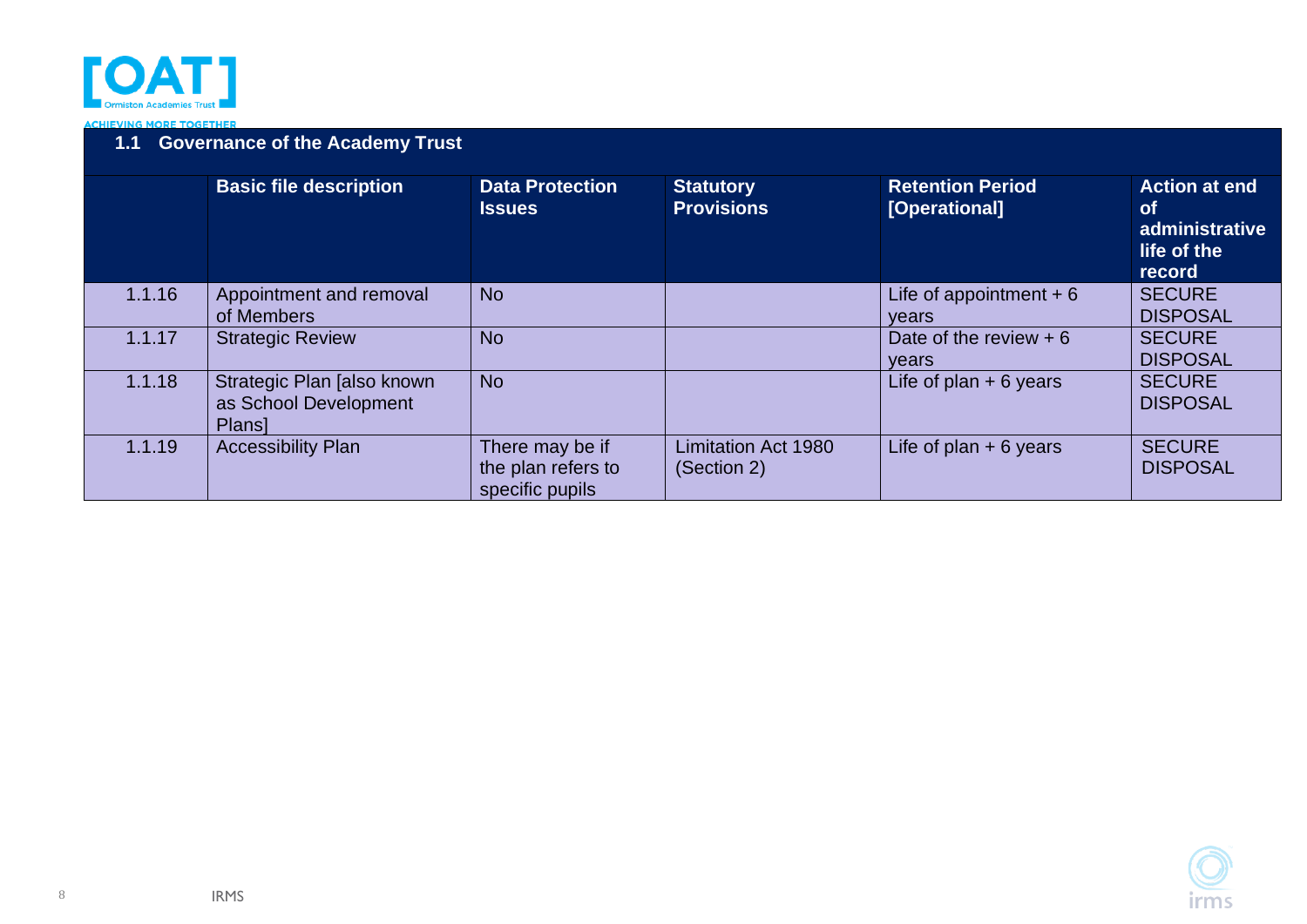## 1.1 Governance of the Academy Trust

| | Basic file description | Data Protection Issues | Statutory Provisions | Retention Period [Operational] | Action at end of administrative life of the record |
|---|---|---|---|---|---|
| 1.1.16 | Appointment and removal of Members | No | | Life of appointment + 6 years | SECURE DISPOSAL |
| 1.1.17 | Strategic Review | No | | Date of the review + 6 years | SECURE DISPOSAL |
| 1.1.18 | Strategic Plan [also known as School Development Plans] | No | | Life of plan + 6 years | SECURE DISPOSAL |
| 1.1.19 | Accessibility Plan | There may be if the plan refers to specific pupils | Limitation Act 1980 (Section 2) | Life of plan + 6 years | SECURE DISPOSAL |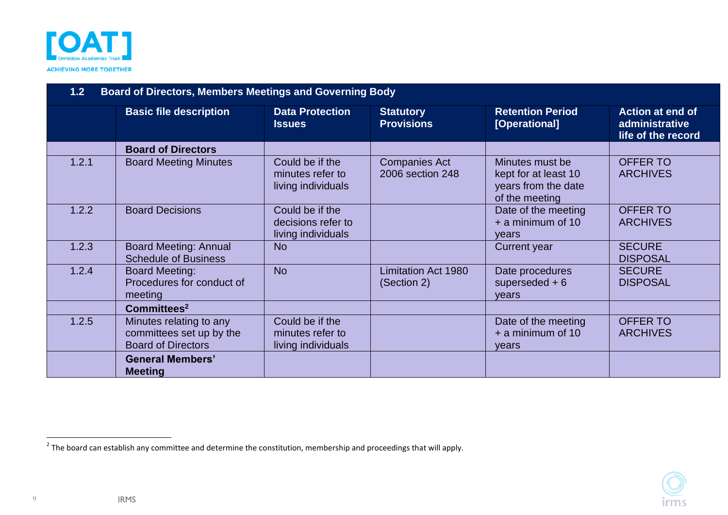| 1.2 | Board of Directors, Members Meetings and Governing Body | | | | |
|---|---|---|---|---|---|
| | **Basic file description** | **Data Protection Issues** | **Statutory Provisions** | **Retention Period [Operational]** | **Action at end of administrative life of the record** |
| | **Board of Directors** | | | | |
| 1.2.1 | Board Meeting Minutes | Could be if the minutes refer to living individuals | Companies Act 2006 section 248 | Minutes must be kept for at least 10 years from the date of the meeting | OFFER TO ARCHIVES |
| 1.2.2 | Board Decisions | Could be if the decisions refer to living individuals | | Date of the meeting + a minimum of 10 years | OFFER TO ARCHIVES |
| 1.2.3 | Board Meeting: Annual Schedule of Business | No | | Current year | SECURE DISPOSAL |
| 1.2.4 | Board Meeting: Procedures for conduct of meeting | No | Limitation Act 1980 (Section 2) | Date procedures superseded + 6 years | SECURE DISPOSAL |
| | **Committees**[2] | | | | |
| 1.2.5 | Minutes relating to any committees set up by the Board of Directors | Could be if the minutes refer to living individuals | | Date of the meeting + a minimum of 10 years | OFFER TO ARCHIVES |
| | **General Members' Meeting** | | | | |

[2] The board can establish any committee and determine the constitution, membership and proceedings that will apply.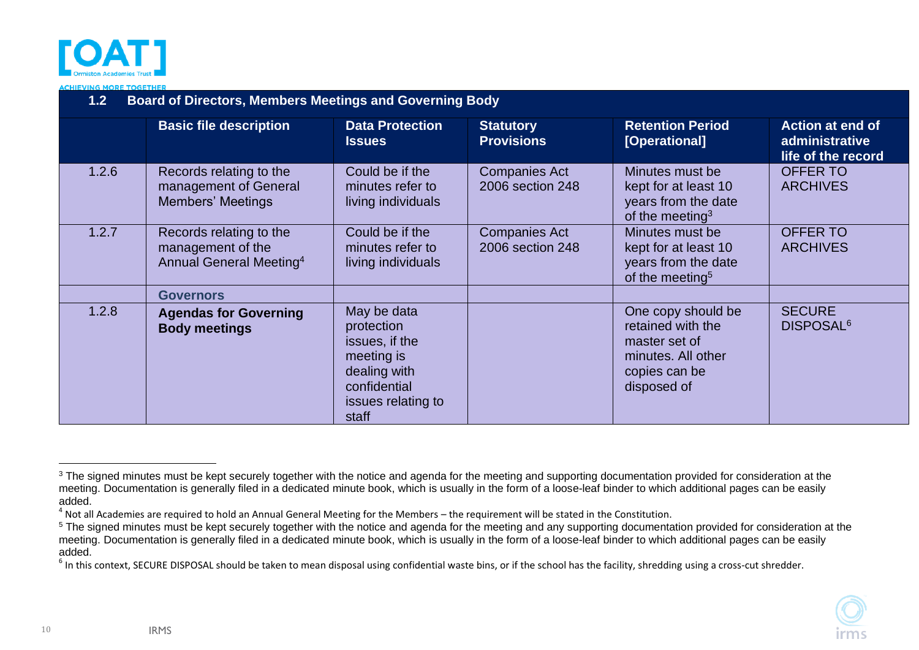| 1.2 | Board of Directors, Members Meetings and Governing Body | | | | |
|---|---|---|---|---|---|
| | **Basic file description** | **Data Protection Issues** | **Statutory Provisions** | **Retention Period [Operational]** | **Action at end of administrative life of the record** |
| 1.2.6 | Records relating to the management of General Members' Meetings | Could be if the minutes refer to living individuals | Companies Act 2006 section 248 | Minutes must be kept for at least 10 years from the date of the meeting[3] | OFFER TO ARCHIVES |
| 1.2.7 | Records relating to the management of the Annual General Meeting[4] | Could be if the minutes refer to living individuals | Companies Act 2006 section 248 | Minutes must be kept for at least 10 years from the date of the meeting[5] | OFFER TO ARCHIVES |
| | **Governors** | | | | |
| 1.2.8 | **Agendas for Governing Body meetings** | May be data protection issues, if the meeting is dealing with confidential issues relating to staff | | One copy should be retained with the master set of minutes. All other copies can be disposed of | SECURE DISPOSAL[6] |

[3] The signed minutes must be kept securely together with the notice and agenda for the meeting and supporting documentation provided for consideration at the meeting. Documentation is generally filed in a dedicated minute book, which is usually in the form of a loose-leaf binder to which additional pages can be easily added.

[4] Not all Academies are required to hold an Annual General Meeting for the Members – the requirement will be stated in the Constitution.

[5] The signed minutes must be kept securely together with the notice and agenda for the meeting and any supporting documentation provided for consideration at the meeting. Documentation is generally filed in a dedicated minute book, which is usually in the form of a loose-leaf binder to which additional pages can be easily added.

[6] In this context, SECURE DISPOSAL should be taken to mean disposal using confidential waste bins, or if the school has the facility, shredding using a cross-cut shredder.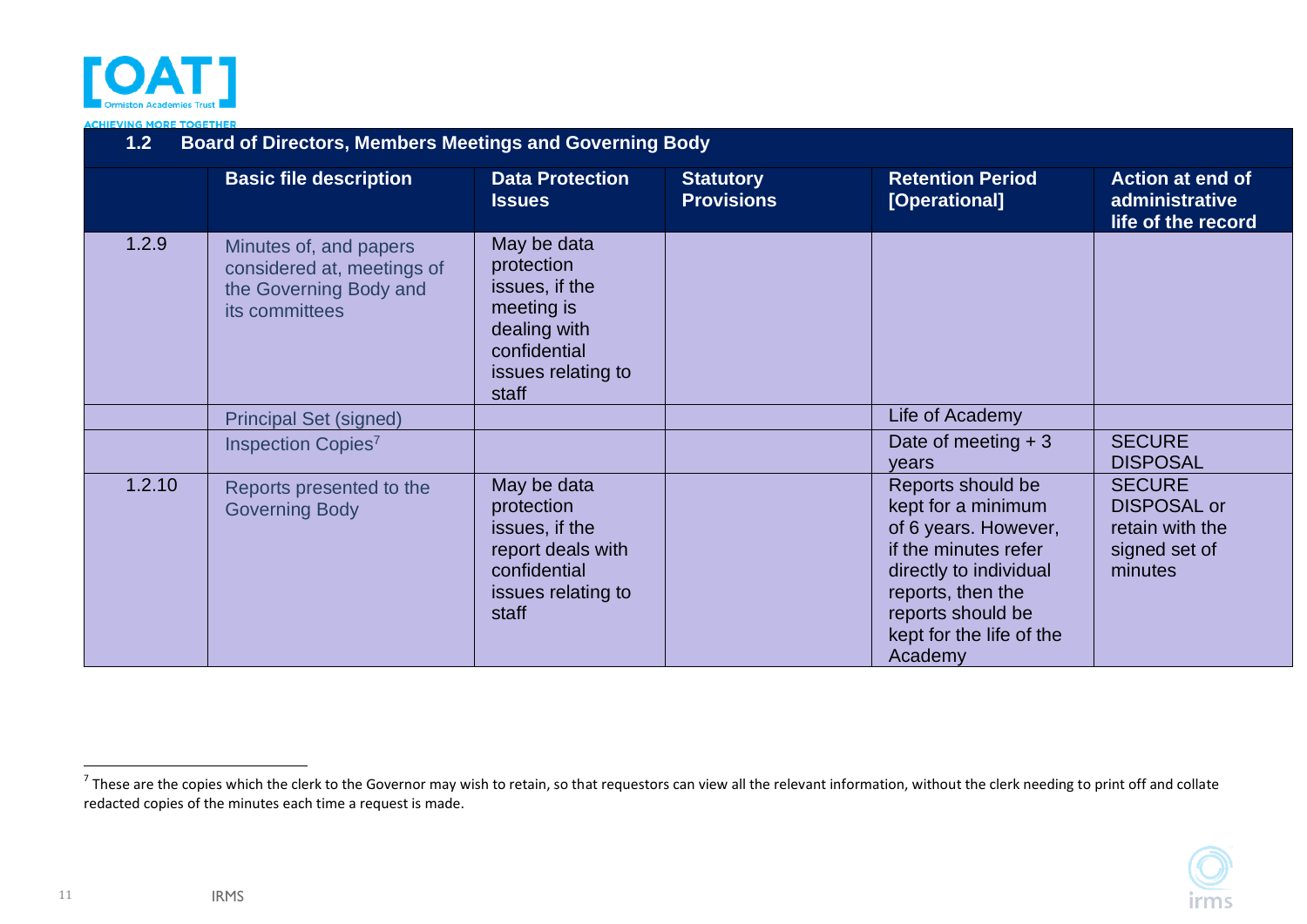| 1.2 | Board of Directors, Members Meetings and Governing Body | | | | |
|---|---|---|---|---|---|
| | **Basic file description** | **Data Protection Issues** | **Statutory Provisions** | **Retention Period [Operational]** | **Action at end of administrative life of the record** |
| 1.2.9 | Minutes of, and papers considered at, meetings of the Governing Body and its committees | May be data protection issues, if the meeting is dealing with confidential issues relating to staff | | | |
| | Principal Set (signed) | | | Life of Academy | |
| | Inspection Copies[7] | | | Date of meeting + 3 years | SECURE DISPOSAL |
| 1.2.10 | Reports presented to the Governing Body | May be data protection issues, if the report deals with confidential issues relating to staff | | Reports should be kept for a minimum of 6 years. However, if the minutes refer directly to individual reports, then the reports should be kept for the life of the Academy | SECURE DISPOSAL or retain with the signed set of minutes |

[7] These are the copies which the clerk to the Governor may wish to retain, so that requestors can view all the relevant information, without the clerk needing to print off and collate redacted copies of the minutes each time a request is made.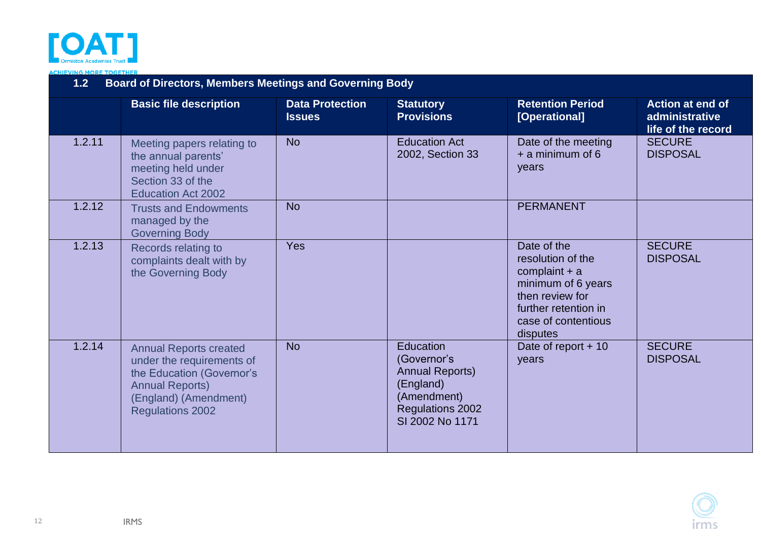| 1.2 | Board of Directors, Members Meetings and Governing Body | | | | |
|---|---|---|---|---|---|
| | **Basic file description** | **Data Protection Issues** | **Statutory Provisions** | **Retention Period [Operational]** | **Action at end of administrative life of the record** |
| 1.2.11 | Meeting papers relating to the annual parents' meeting held under Section 33 of the Education Act 2002 | No | Education Act 2002, Section 33 | Date of the meeting + a minimum of 6 years | SECURE DISPOSAL |
| 1.2.12 | Trusts and Endowments managed by the Governing Body | No | | PERMANENT | |
| 1.2.13 | Records relating to complaints dealt with by the Governing Body | Yes | | Date of the resolution of the complaint + a minimum of 6 years then review for further retention in case of contentious disputes | SECURE DISPOSAL |
| 1.2.14 | Annual Reports created under the requirements of the Education (Governor's Annual Reports) (England) (Amendment) Regulations 2002 | No | Education (Governor's Annual Reports) (England) (Amendment) Regulations 2002 SI 2002 No 1171 | Date of report + 10 years | SECURE DISPOSAL |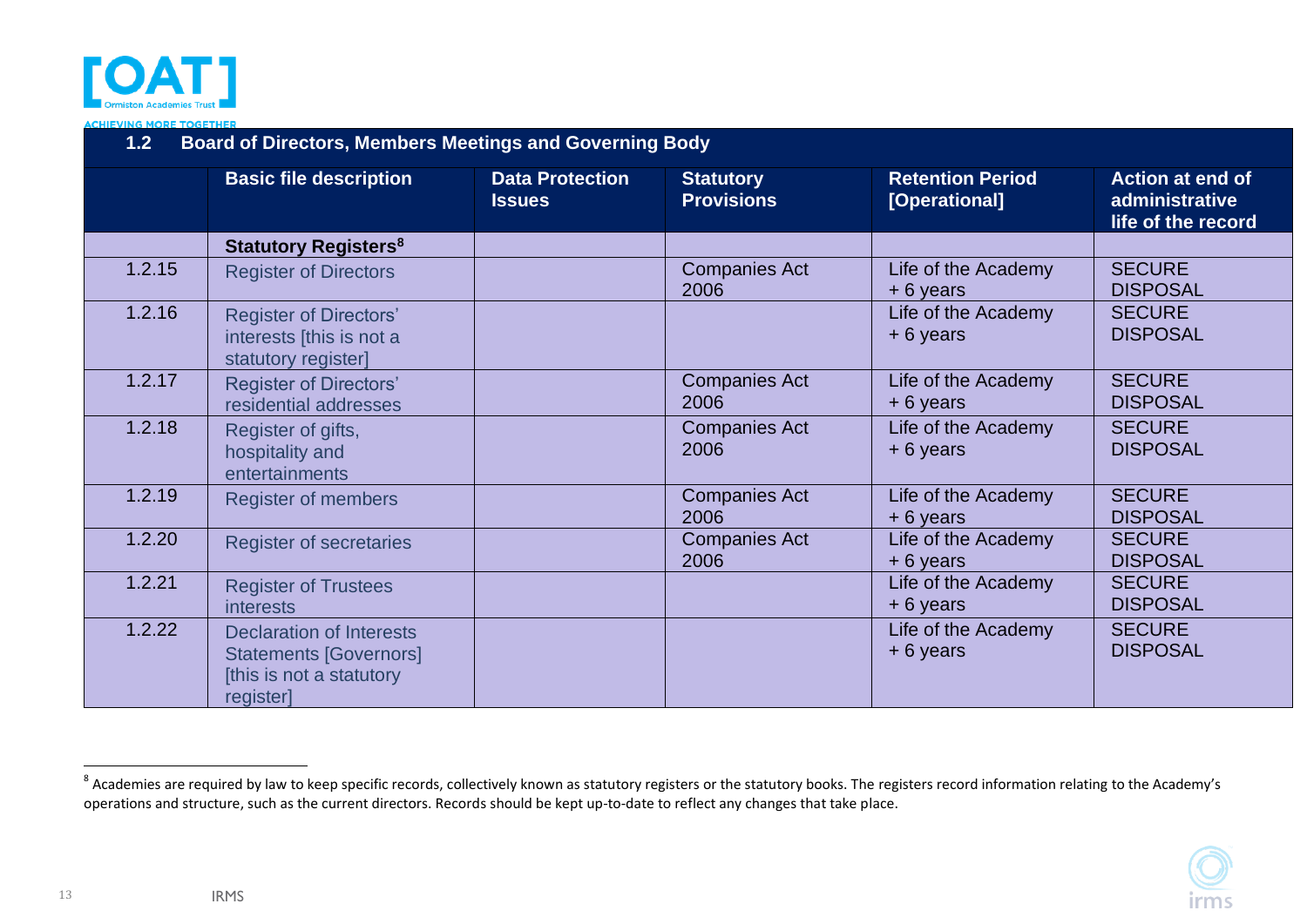| 1.2 | Board of Directors, Members Meetings and Governing Body | | | | |
|---|---|---|---|---|---|
| | **Basic file description** | **Data Protection Issues** | **Statutory Provisions** | **Retention Period [Operational]** | **Action at end of administrative life of the record** |
| | **Statutory Registers[8]** | | | | |
| 1.2.15 | Register of Directors | | Companies Act 2006 | Life of the Academy + 6 years | SECURE DISPOSAL |
| 1.2.16 | Register of Directors' interests [this is not a statutory register] | | | Life of the Academy + 6 years | SECURE DISPOSAL |
| 1.2.17 | Register of Directors' residential addresses | | Companies Act 2006 | Life of the Academy + 6 years | SECURE DISPOSAL |
| 1.2.18 | Register of gifts, hospitality and entertainments | | Companies Act 2006 | Life of the Academy + 6 years | SECURE DISPOSAL |
| 1.2.19 | Register of members | | Companies Act 2006 | Life of the Academy + 6 years | SECURE DISPOSAL |
| 1.2.20 | Register of secretaries | | Companies Act 2006 | Life of the Academy + 6 years | SECURE DISPOSAL |
| 1.2.21 | Register of Trustees interests | | | Life of the Academy + 6 years | SECURE DISPOSAL |
| 1.2.22 | Declaration of Interests Statements [Governors] [this is not a statutory register] | | | Life of the Academy + 6 years | SECURE DISPOSAL |

[8] Academies are required by law to keep specific records, collectively known as statutory registers or the statutory books. The registers record information relating to the Academy's operations and structure, such as the current directors. Records should be kept up-to-date to reflect any changes that take place.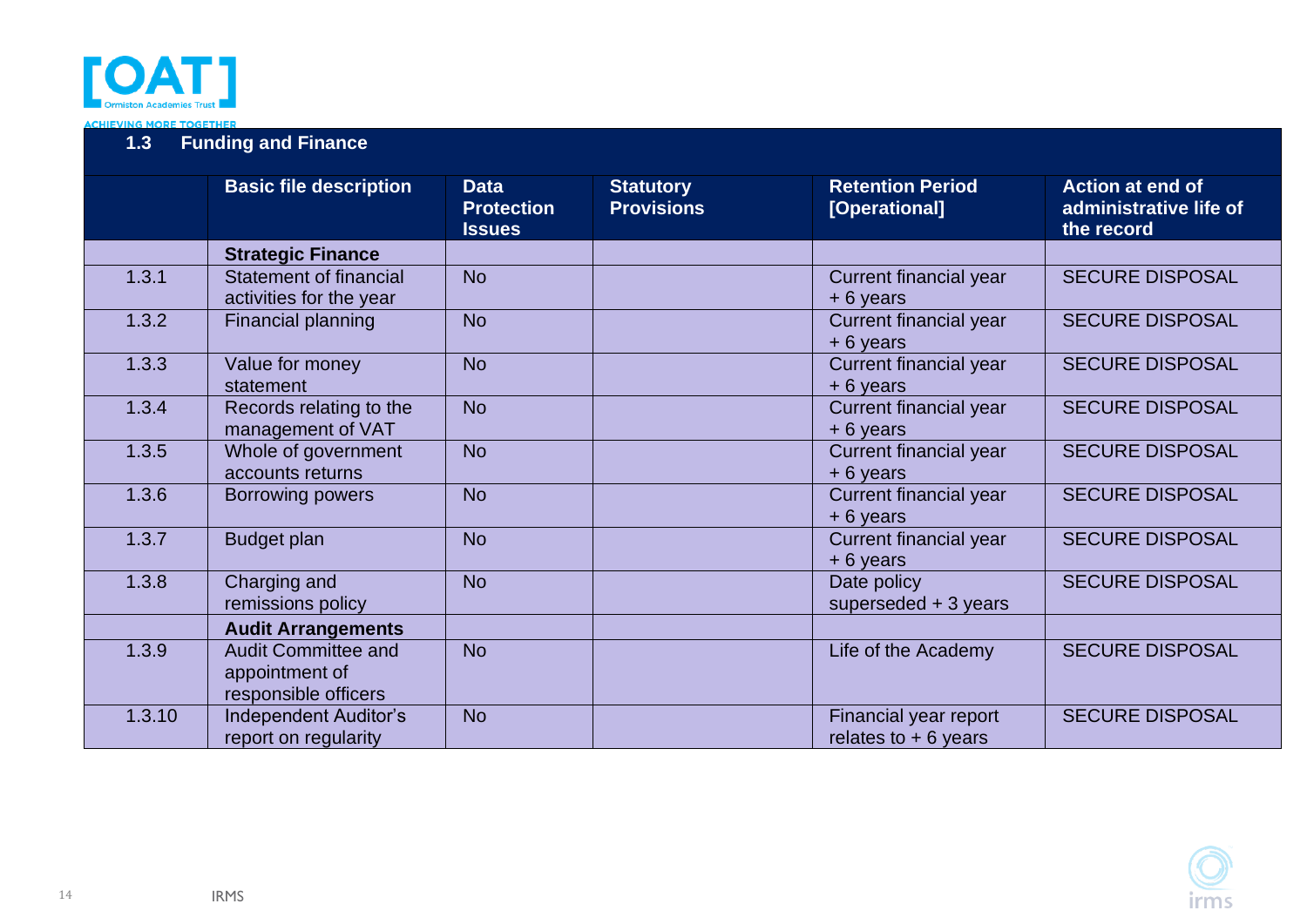## 1.3 Funding and Finance

| | Basic file description | Data Protection Issues | Statutory Provisions | Retention Period [Operational] | Action at end of administrative life of the record |
|---|---|---|---|---|---|
| | **Strategic Finance** | | | | |
| 1.3.1 | Statement of financial activities for the year | No | | Current financial year + 6 years | SECURE DISPOSAL |
| 1.3.2 | Financial planning | No | | Current financial year + 6 years | SECURE DISPOSAL |
| 1.3.3 | Value for money statement | No | | Current financial year + 6 years | SECURE DISPOSAL |
| 1.3.4 | Records relating to the management of VAT | No | | Current financial year + 6 years | SECURE DISPOSAL |
| 1.3.5 | Whole of government accounts returns | No | | Current financial year + 6 years | SECURE DISPOSAL |
| 1.3.6 | Borrowing powers | No | | Current financial year + 6 years | SECURE DISPOSAL |
| 1.3.7 | Budget plan | No | | Current financial year + 6 years | SECURE DISPOSAL |
| 1.3.8 | Charging and remissions policy | No | | Date policy superseded + 3 years | SECURE DISPOSAL |
| | **Audit Arrangements** | | | | |
| 1.3.9 | Audit Committee and appointment of responsible officers | No | | Life of the Academy | SECURE DISPOSAL |
| 1.3.10 | Independent Auditor's report on regularity | No | | Financial year report relates to + 6 years | SECURE DISPOSAL |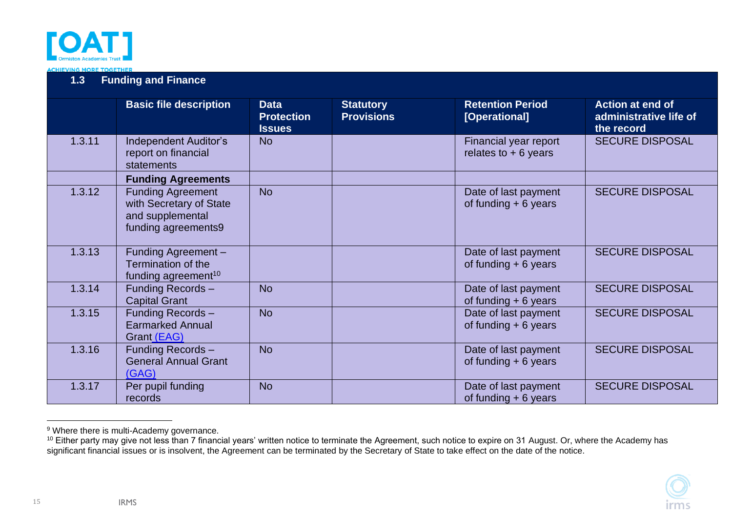## 1.3 Funding and Finance

| | Basic file description | Data Protection Issues | Statutory Provisions | Retention Period [Operational] | Action at end of administrative life of the record |
|---|---|---|---|---|---|
| 1.3.11 | Independent Auditor's report on financial statements | No | | Financial year report relates to + 6 years | SECURE DISPOSAL |
| | **Funding Agreements** | | | | |
| 1.3.12 | Funding Agreement with Secretary of State and supplemental funding agreements9 | No | | Date of last payment of funding + 6 years | SECURE DISPOSAL |
| 1.3.13 | Funding Agreement – Termination of the funding agreement[10] | | | Date of last payment of funding + 6 years | SECURE DISPOSAL |
| 1.3.14 | Funding Records – Capital Grant | No | | Date of last payment of funding + 6 years | SECURE DISPOSAL |
| 1.3.15 | Funding Records – Earmarked Annual Grant (EAG) | No | | Date of last payment of funding + 6 years | SECURE DISPOSAL |
| 1.3.16 | Funding Records – General Annual Grant (GAG) | No | | Date of last payment of funding + 6 years | SECURE DISPOSAL |
| 1.3.17 | Per pupil funding records | No | | Date of last payment of funding + 6 years | SECURE DISPOSAL |

[9] Where there is multi-Academy governance.

[10] Either party may give not less than 7 financial years' written notice to terminate the Agreement, such notice to expire on 31 August. Or, where the Academy has significant financial issues or is insolvent, the Agreement can be terminated by the Secretary of State to take effect on the date of the notice.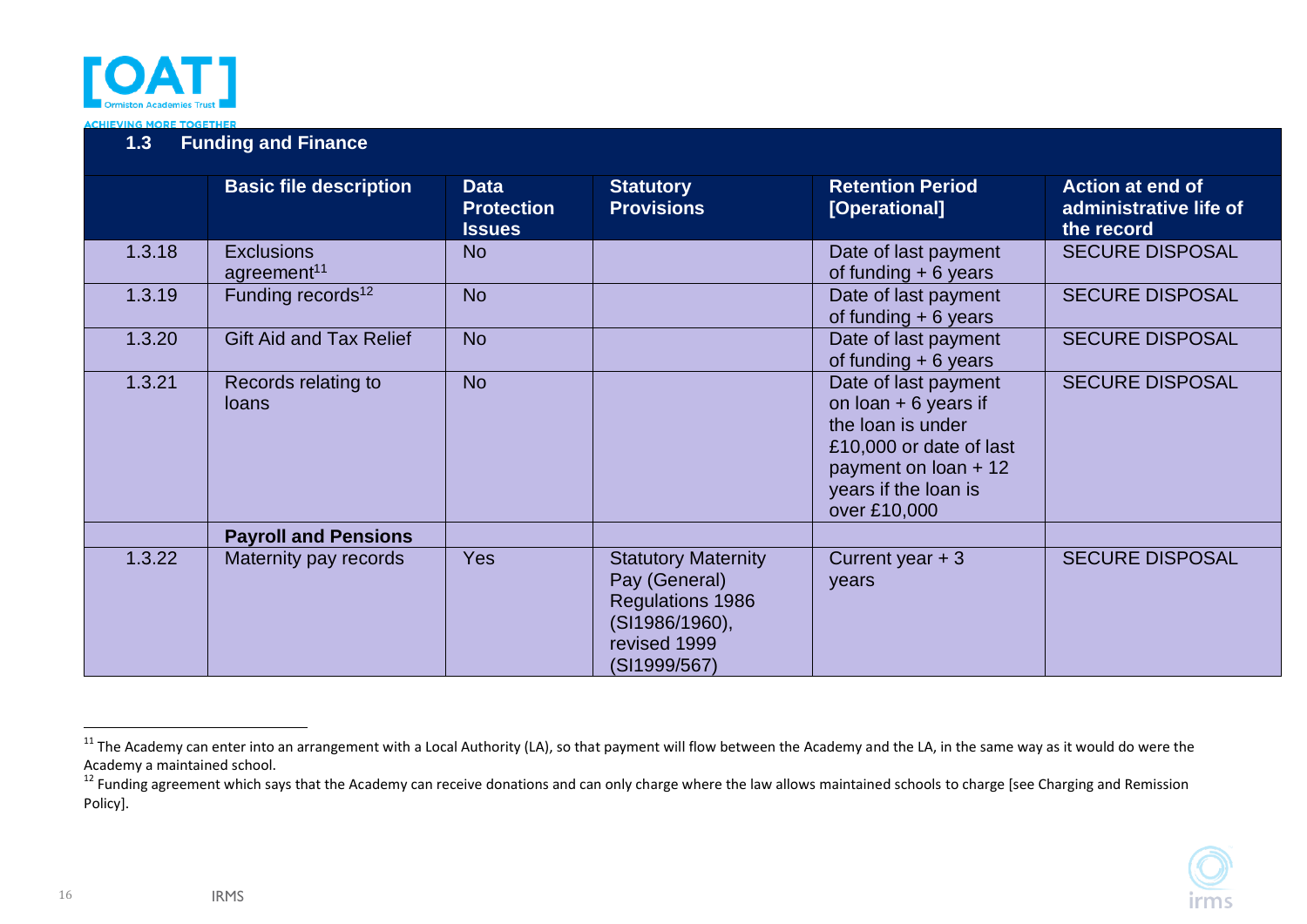### 1.3 Funding and Finance

| | Basic file description | Data Protection Issues | Statutory Provisions | Retention Period [Operational] | Action at end of administrative life of the record |
|---|---|---|---|---|---|
| 1.3.18 | Exclusions agreement[11] | No | | Date of last payment of funding + 6 years | SECURE DISPOSAL |
| 1.3.19 | Funding records[12] | No | | Date of last payment of funding + 6 years | SECURE DISPOSAL |
| 1.3.20 | Gift Aid and Tax Relief | No | | Date of last payment of funding + 6 years | SECURE DISPOSAL |
| 1.3.21 | Records relating to loans | No | | Date of last payment on loan + 6 years if the loan is under £10,000 or date of last payment on loan + 12 years if the loan is over £10,000 | SECURE DISPOSAL |
| | **Payroll and Pensions** | | | | |
| 1.3.22 | Maternity pay records | Yes | Statutory Maternity Pay (General) Regulations 1986 (SI1986/1960), revised 1999 (SI1999/567) | Current year + 3 years | SECURE DISPOSAL |

[11] The Academy can enter into an arrangement with a Local Authority (LA), so that payment will flow between the Academy and the LA, in the same way as it would do were the Academy a maintained school.

[12] Funding agreement which says that the Academy can receive donations and can only charge where the law allows maintained schools to charge [see Charging and Remission Policy].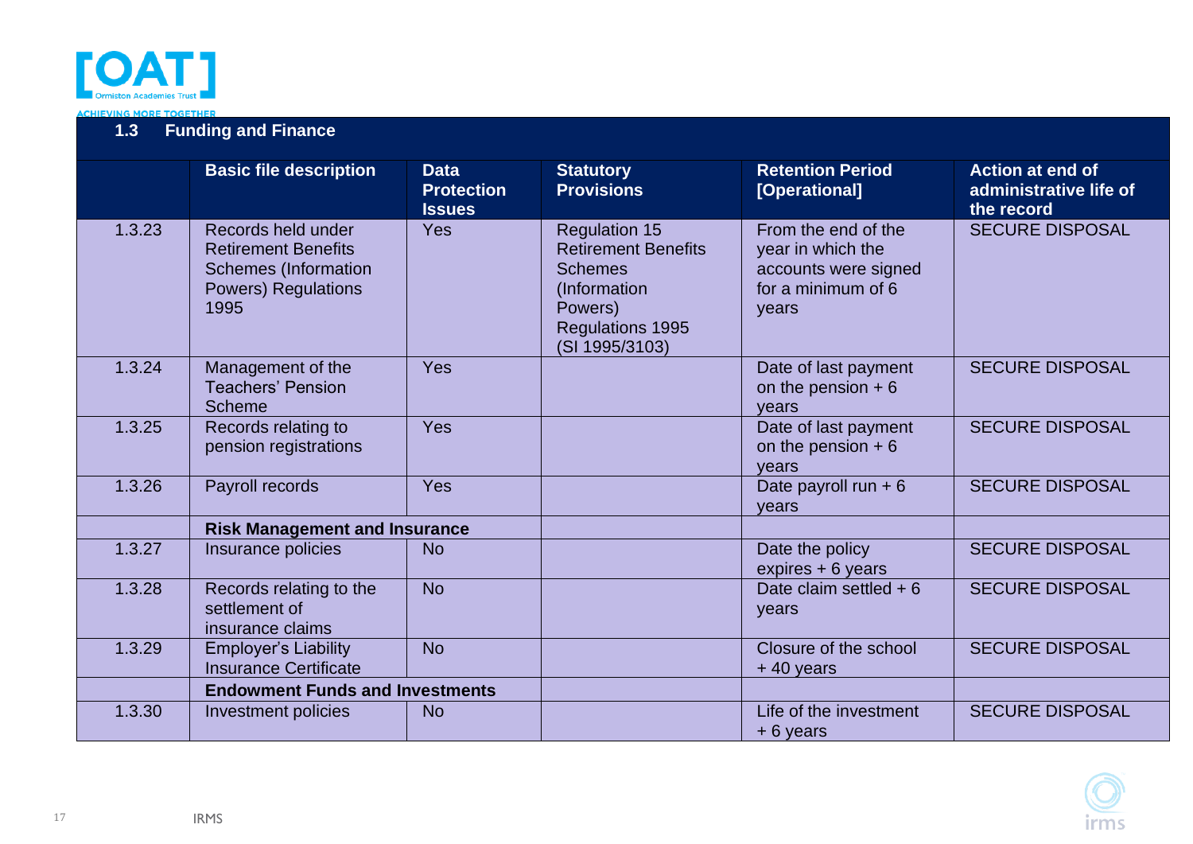## 1.3 Funding and Finance

| | Basic file description | Data Protection Issues | Statutory Provisions | Retention Period [Operational] | Action at end of administrative life of the record |
|---|---|---|---|---|---|
| 1.3.23 | Records held under Retirement Benefits Schemes (Information Powers) Regulations 1995 | Yes | Regulation 15 Retirement Benefits Schemes (Information Powers) Regulations 1995 (SI 1995/3103) | From the end of the year in which the accounts were signed for a minimum of 6 years | SECURE DISPOSAL |
| 1.3.24 | Management of the Teachers' Pension Scheme | Yes | | Date of last payment on the pension + 6 years | SECURE DISPOSAL |
| 1.3.25 | Records relating to pension registrations | Yes | | Date of last payment on the pension + 6 years | SECURE DISPOSAL |
| 1.3.26 | Payroll records | Yes | | Date payroll run + 6 years | SECURE DISPOSAL |
| | **Risk Management and Insurance** | | | | |
| 1.3.27 | Insurance policies | No | | Date the policy expires + 6 years | SECURE DISPOSAL |
| 1.3.28 | Records relating to the settlement of insurance claims | No | | Date claim settled + 6 years | SECURE DISPOSAL |
| 1.3.29 | Employer's Liability Insurance Certificate | No | | Closure of the school + 40 years | SECURE DISPOSAL |
| | **Endowment Funds and Investments** | | | | |
| 1.3.30 | Investment policies | No | | Life of the investment + 6 years | SECURE DISPOSAL |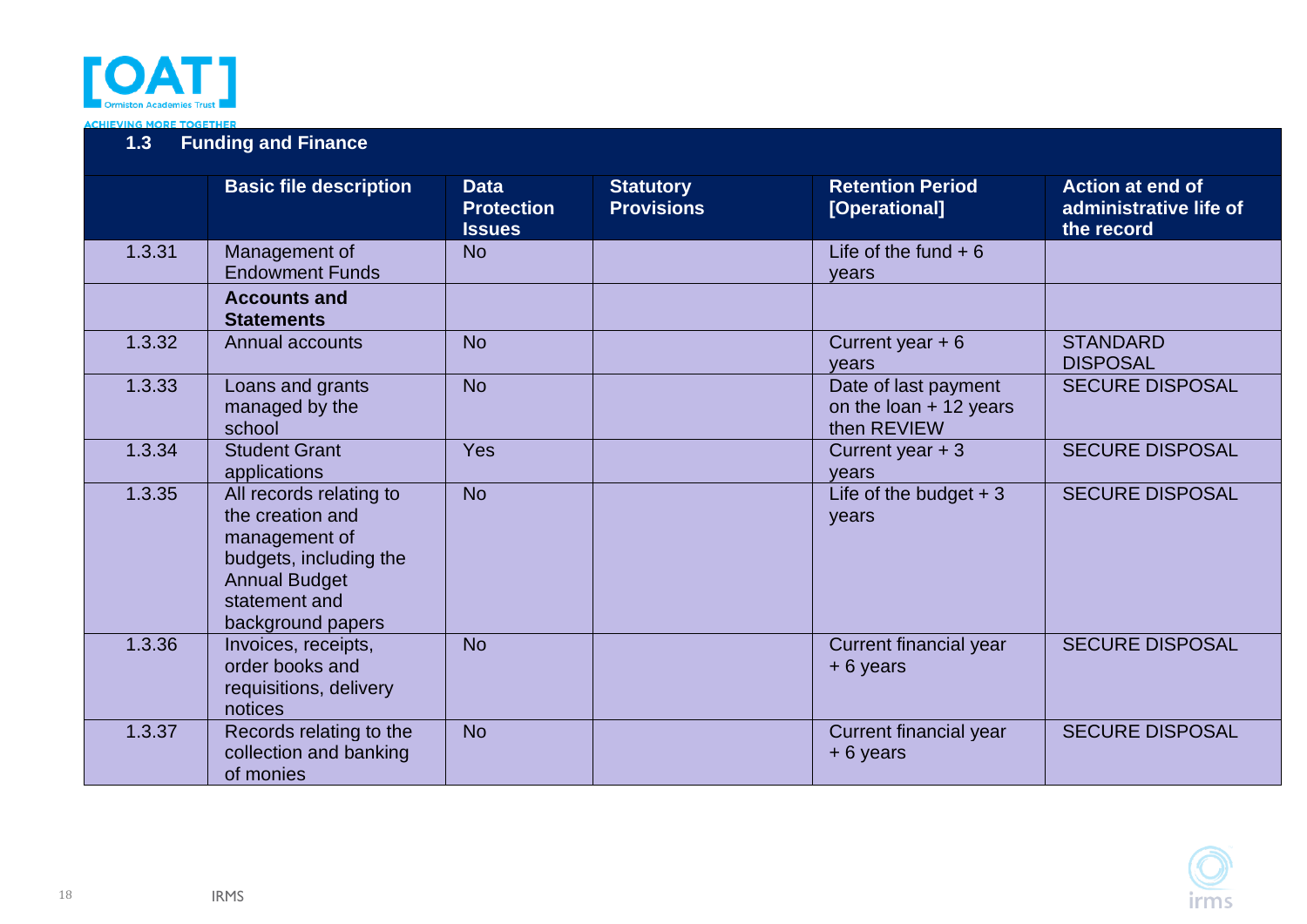## 1.3 Funding and Finance

| | Basic file description | Data Protection Issues | Statutory Provisions | Retention Period [Operational] | Action at end of administrative life of the record |
|---|---|---|---|---|---|
| 1.3.31 | Management of Endowment Funds | No | | Life of the fund + 6 years | |
| | **Accounts and Statements** | | | | |
| 1.3.32 | Annual accounts | No | | Current year + 6 years | STANDARD DISPOSAL |
| 1.3.33 | Loans and grants managed by the school | No | | Date of last payment on the loan + 12 years then REVIEW | SECURE DISPOSAL |
| 1.3.34 | Student Grant applications | Yes | | Current year + 3 years | SECURE DISPOSAL |
| 1.3.35 | All records relating to the creation and management of budgets, including the Annual Budget statement and background papers | No | | Life of the budget + 3 years | SECURE DISPOSAL |
| 1.3.36 | Invoices, receipts, order books and requisitions, delivery notices | No | | Current financial year + 6 years | SECURE DISPOSAL |
| 1.3.37 | Records relating to the collection and banking of monies | No | | Current financial year + 6 years | SECURE DISPOSAL |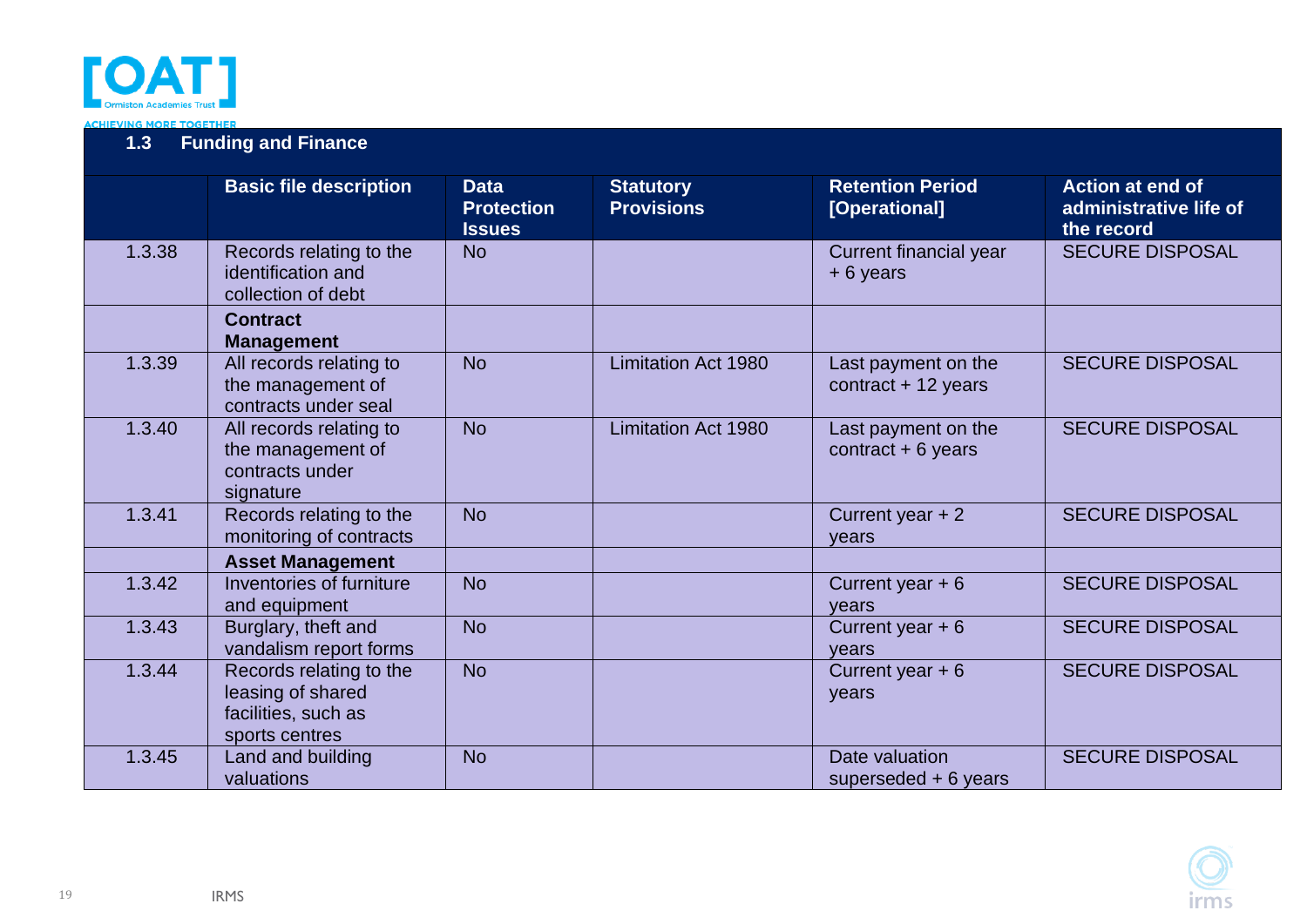## 1.3 Funding and Finance

| | Basic file description | Data Protection Issues | Statutory Provisions | Retention Period [Operational] | Action at end of administrative life of the record |
|---|---|---|---|---|---|
| 1.3.38 | Records relating to the identification and collection of debt | No | | Current financial year + 6 years | SECURE DISPOSAL |
| | **Contract Management** | | | | |
| 1.3.39 | All records relating to the management of contracts under seal | No | Limitation Act 1980 | Last payment on the contract + 12 years | SECURE DISPOSAL |
| 1.3.40 | All records relating to the management of contracts under signature | No | Limitation Act 1980 | Last payment on the contract + 6 years | SECURE DISPOSAL |
| 1.3.41 | Records relating to the monitoring of contracts | No | | Current year + 2 years | SECURE DISPOSAL |
| | **Asset Management** | | | | |
| 1.3.42 | Inventories of furniture and equipment | No | | Current year + 6 years | SECURE DISPOSAL |
| 1.3.43 | Burglary, theft and vandalism report forms | No | | Current year + 6 years | SECURE DISPOSAL |
| 1.3.44 | Records relating to the leasing of shared facilities, such as sports centres | No | | Current year + 6 years | SECURE DISPOSAL |
| 1.3.45 | Land and building valuations | No | | Date valuation superseded + 6 years | SECURE DISPOSAL |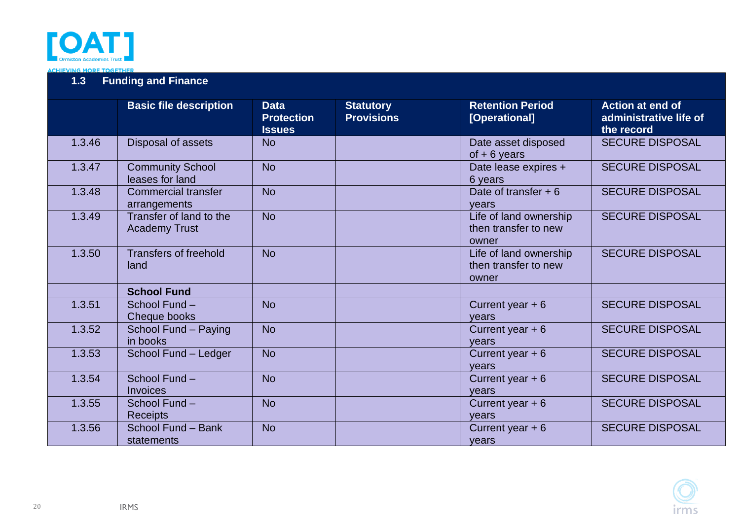## 1.3 Funding and Finance

| | Basic file description | Data Protection Issues | Statutory Provisions | Retention Period [Operational] | Action at end of administrative life of the record |
|---|---|---|---|---|---|
| 1.3.46 | Disposal of assets | No | | Date asset disposed of + 6 years | SECURE DISPOSAL |
| 1.3.47 | Community School leases for land | No | | Date lease expires + 6 years | SECURE DISPOSAL |
| 1.3.48 | Commercial transfer arrangements | No | | Date of transfer + 6 years | SECURE DISPOSAL |
| 1.3.49 | Transfer of land to the Academy Trust | No | | Life of land ownership then transfer to new owner | SECURE DISPOSAL |
| 1.3.50 | Transfers of freehold land | No | | Life of land ownership then transfer to new owner | SECURE DISPOSAL |
| | **School Fund** | | | | |
| 1.3.51 | School Fund – Cheque books | No | | Current year + 6 years | SECURE DISPOSAL |
| 1.3.52 | School Fund – Paying in books | No | | Current year + 6 years | SECURE DISPOSAL |
| 1.3.53 | School Fund – Ledger | No | | Current year + 6 years | SECURE DISPOSAL |
| 1.3.54 | School Fund – Invoices | No | | Current year + 6 years | SECURE DISPOSAL |
| 1.3.55 | School Fund – Receipts | No | | Current year + 6 years | SECURE DISPOSAL |
| 1.3.56 | School Fund – Bank statements | No | | Current year + 6 years | SECURE DISPOSAL |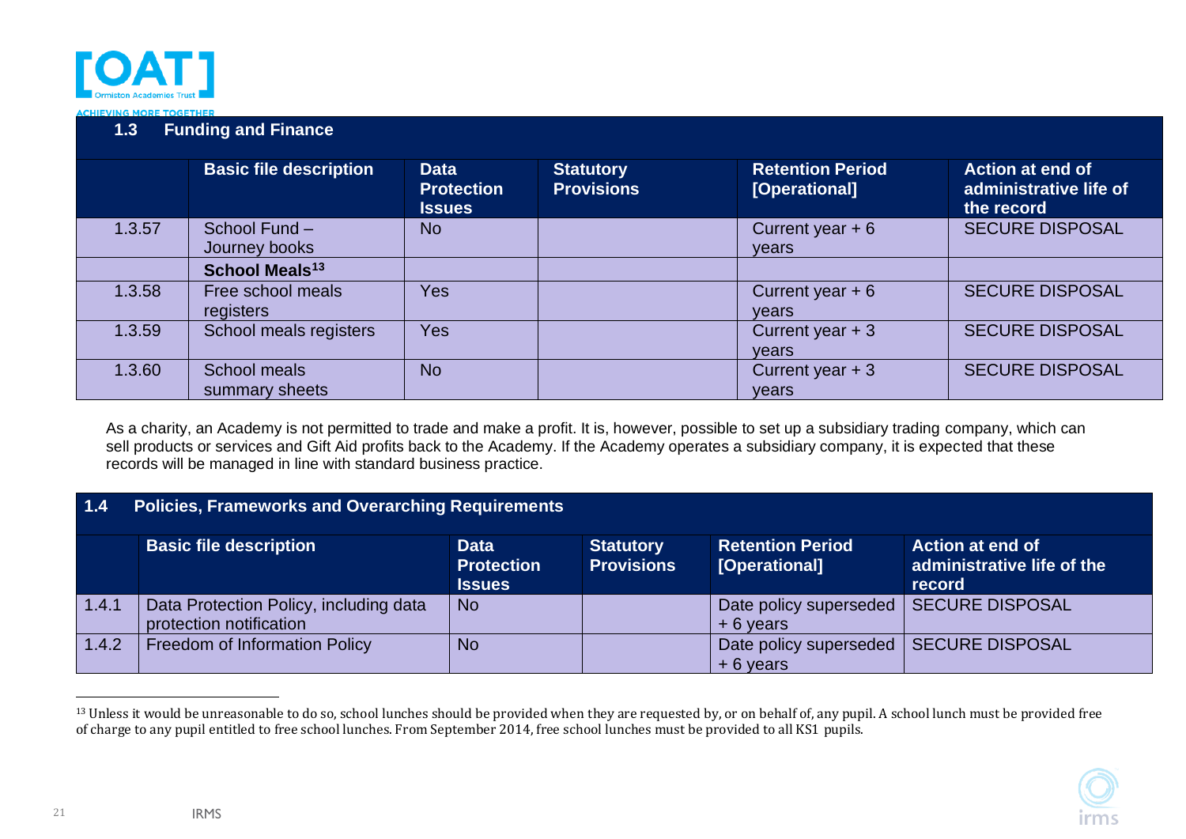### 1.3 Funding and Finance

| | Basic file description | Data Protection Issues | Statutory Provisions | Retention Period [Operational] | Action at end of administrative life of the record |
|---|---|---|---|---|---|
| 1.3.57 | School Fund – Journey books | No | | Current year + 6 years | SECURE DISPOSAL |
| | **School Meals**[13] | | | | |
| 1.3.58 | Free school meals registers | Yes | | Current year + 6 years | SECURE DISPOSAL |
| 1.3.59 | School meals registers | Yes | | Current year + 3 years | SECURE DISPOSAL |
| 1.3.60 | School meals summary sheets | No | | Current year + 3 years | SECURE DISPOSAL |

As a charity, an Academy is not permitted to trade and make a profit. It is, however, possible to set up a subsidiary trading company, which can sell products or services and Gift Aid profits back to the Academy. If the Academy operates a subsidiary company, it is expected that these records will be managed in line with standard business practice.

### 1.4 Policies, Frameworks and Overarching Requirements

| | Basic file description | Data Protection Issues | Statutory Provisions | Retention Period [Operational] | Action at end of administrative life of the record |
|---|---|---|---|---|---|
| 1.4.1 | Data Protection Policy, including data protection notification | No | | Date policy superseded + 6 years | SECURE DISPOSAL |
| 1.4.2 | Freedom of Information Policy | No | | Date policy superseded + 6 years | SECURE DISPOSAL |

[13] Unless it would be unreasonable to do so, school lunches should be provided when they are requested by, or on behalf of, any pupil. A school lunch must be provided free of charge to any pupil entitled to free school lunches. From September 2014, free school lunches must be provided to all KS1 pupils.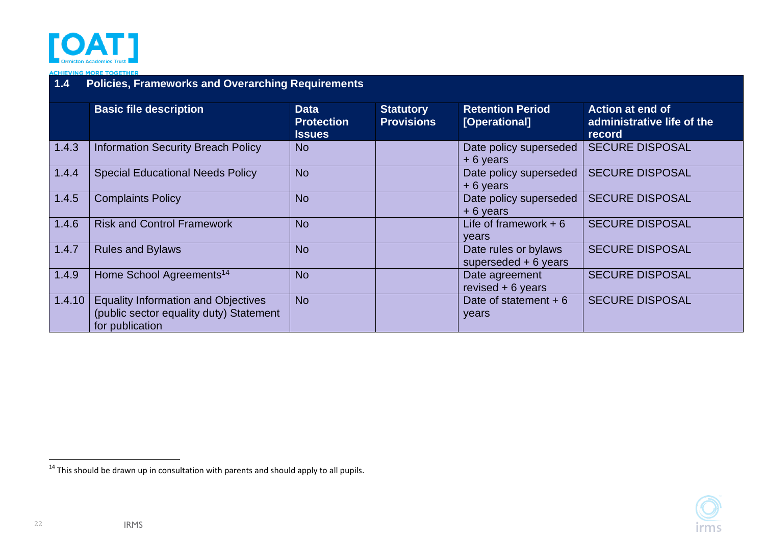| 1.4 | Policies, Frameworks and Overarching Requirements | | | | |
|---|---|---|---|---|---|
| | **Basic file description** | **Data Protection Issues** | **Statutory Provisions** | **Retention Period [Operational]** | **Action at end of administrative life of the record** |
| 1.4.3 | Information Security Breach Policy | No | | Date policy superseded + 6 years | SECURE DISPOSAL |
| 1.4.4 | Special Educational Needs Policy | No | | Date policy superseded + 6 years | SECURE DISPOSAL |
| 1.4.5 | Complaints Policy | No | | Date policy superseded + 6 years | SECURE DISPOSAL |
| 1.4.6 | Risk and Control Framework | No | | Life of framework + 6 years | SECURE DISPOSAL |
| 1.4.7 | Rules and Bylaws | No | | Date rules or bylaws superseded + 6 years | SECURE DISPOSAL |
| 1.4.9 | Home School Agreements[14] | No | | Date agreement revised + 6 years | SECURE DISPOSAL |
| 1.4.10 | Equality Information and Objectives (public sector equality duty) Statement for publication | No | | Date of statement + 6 years | SECURE DISPOSAL |

[14] This should be drawn up in consultation with parents and should apply to all pupils.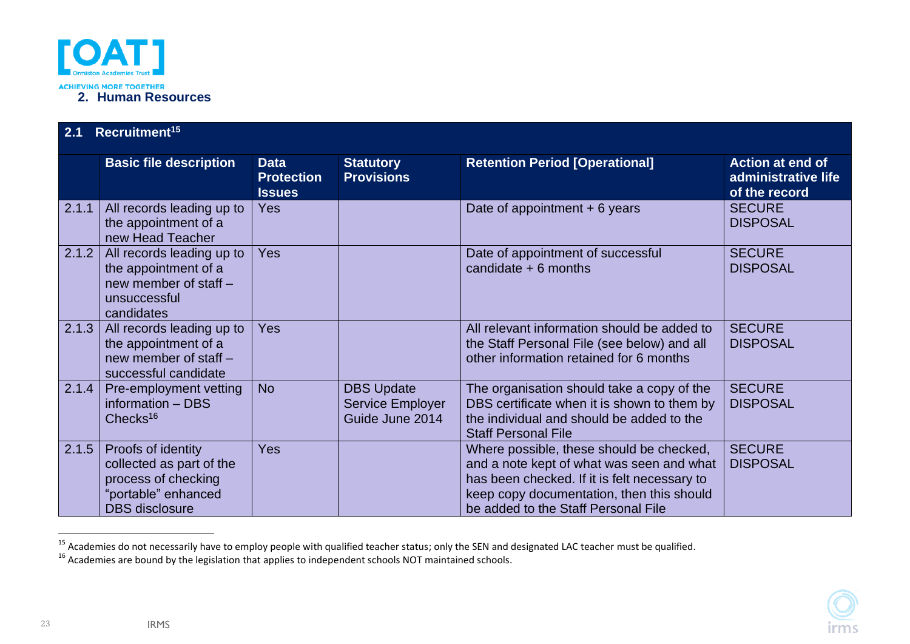## 2. Human Resources

| 2.1 Recruitment[15] | | | | | |
|---|---|---|---|---|---|
| | **Basic file description** | **Data Protection Issues** | **Statutory Provisions** | **Retention Period [Operational]** | **Action at end of administrative life of the record** |
| 2.1.1 | All records leading up to the appointment of a new Head Teacher | Yes | | Date of appointment + 6 years | SECURE DISPOSAL |
| 2.1.2 | All records leading up to the appointment of a new member of staff – unsuccessful candidates | Yes | | Date of appointment of successful candidate + 6 months | SECURE DISPOSAL |
| 2.1.3 | All records leading up to the appointment of a new member of staff – successful candidate | Yes | | All relevant information should be added to the Staff Personal File (see below) and all other information retained for 6 months | SECURE DISPOSAL |
| 2.1.4 | Pre-employment vetting information – DBS Checks[16] | No | DBS Update Service Employer Guide June 2014 | The organisation should take a copy of the DBS certificate when it is shown to them by the individual and should be added to the Staff Personal File | SECURE DISPOSAL |
| 2.1.5 | Proofs of identity collected as part of the process of checking "portable" enhanced DBS disclosure | Yes | | Where possible, these should be checked, and a note kept of what was seen and what has been checked. If it is felt necessary to keep copy documentation, then this should be added to the Staff Personal File | SECURE DISPOSAL |

[15] Academies do not necessarily have to employ people with qualified teacher status; only the SEN and designated LAC teacher must be qualified.

[16] Academies are bound by the legislation that applies to independent schools NOT maintained schools.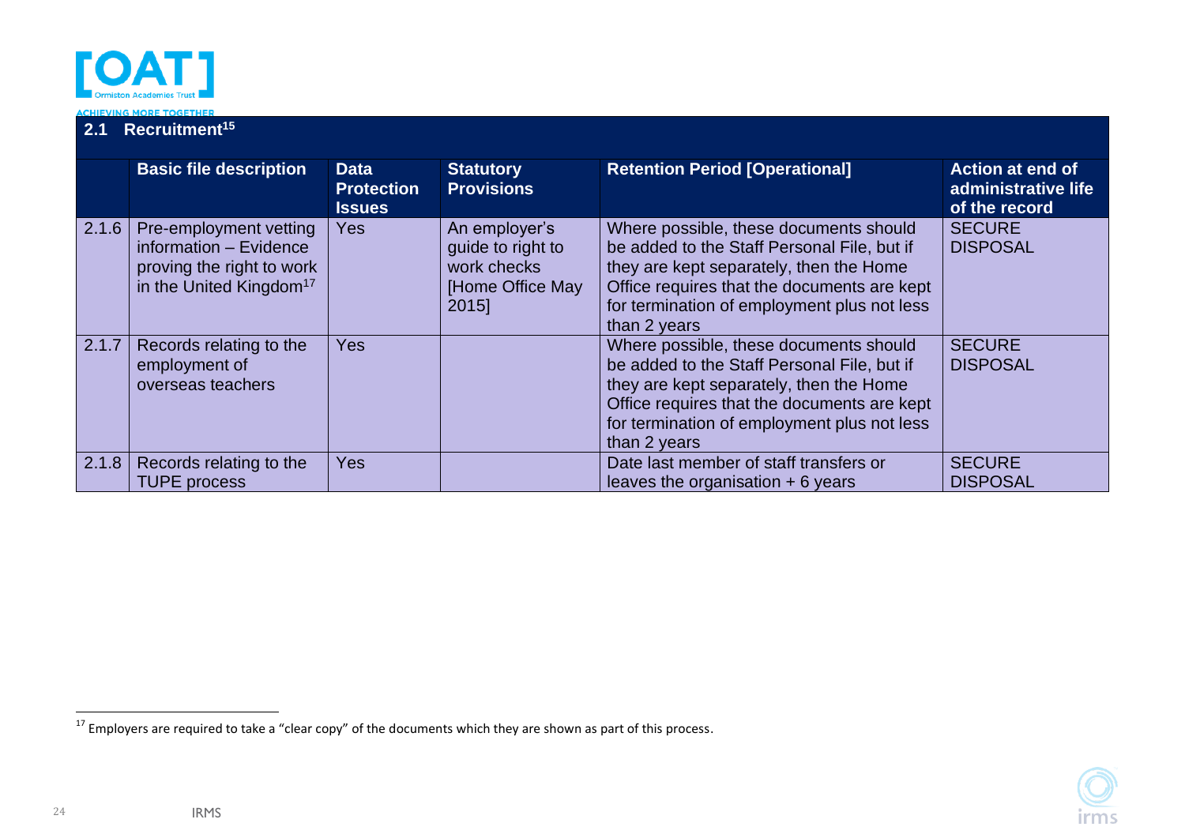## 2.1 Recruitment[15]

| | Basic file description | Data Protection Issues | Statutory Provisions | Retention Period [Operational] | Action at end of administrative life of the record |
|---|---|---|---|---|---|
| 2.1.6 | Pre-employment vetting information – Evidence proving the right to work in the United Kingdom[17] | Yes | An employer's guide to right to work checks [Home Office May 2015] | Where possible, these documents should be added to the Staff Personal File, but if they are kept separately, then the Home Office requires that the documents are kept for termination of employment plus not less than 2 years | SECURE DISPOSAL |
| 2.1.7 | Records relating to the employment of overseas teachers | Yes | | Where possible, these documents should be added to the Staff Personal File, but if they are kept separately, then the Home Office requires that the documents are kept for termination of employment plus not less than 2 years | SECURE DISPOSAL |
| 2.1.8 | Records relating to the TUPE process | Yes | | Date last member of staff transfers or leaves the organisation + 6 years | SECURE DISPOSAL |

[17] Employers are required to take a "clear copy" of the documents which they are shown as part of this process.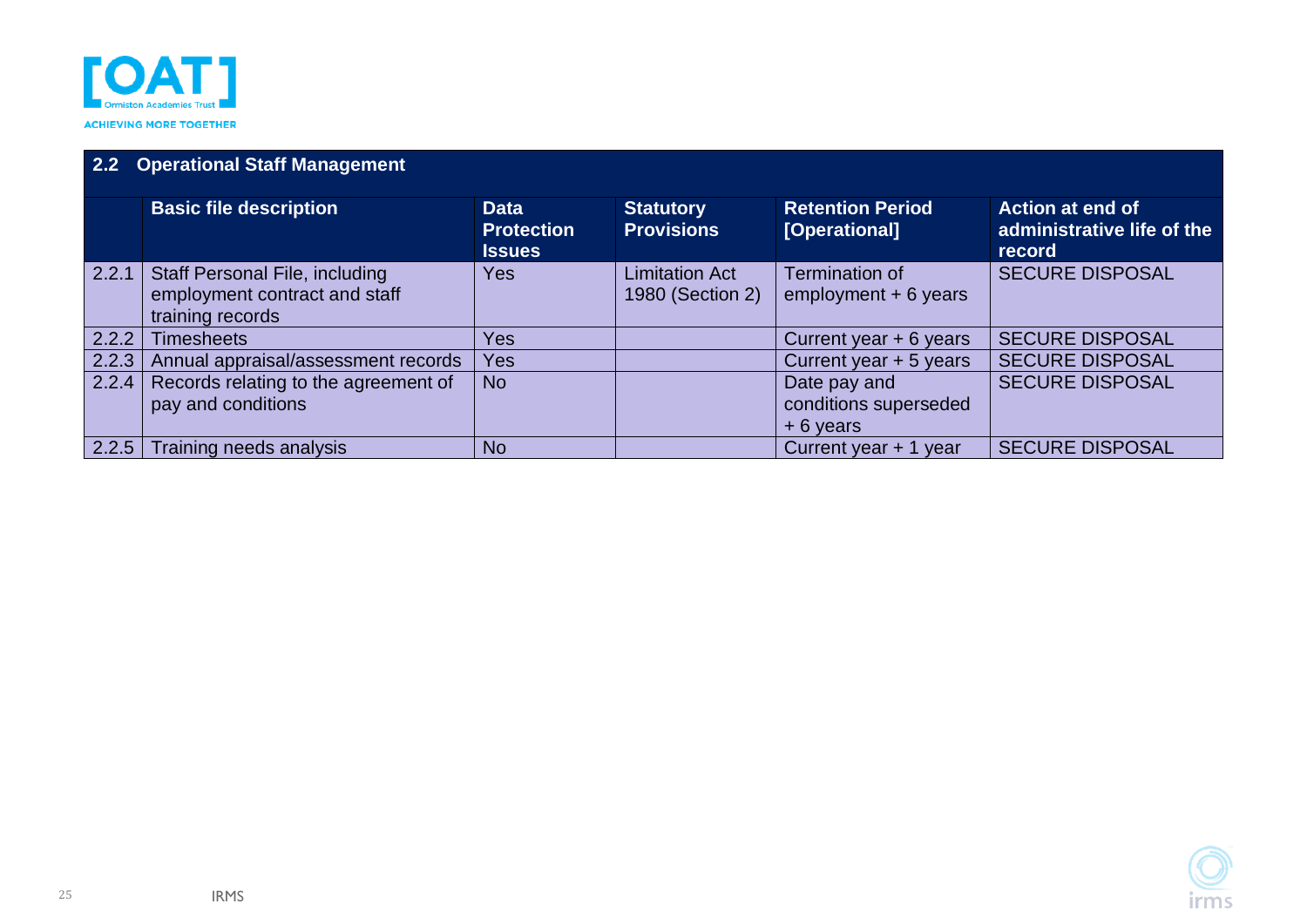| 2.2 | Operational Staff Management | | | | |
|---|---|---|---|---|---|
| | **Basic file description** | **Data Protection Issues** | **Statutory Provisions** | **Retention Period [Operational]** | **Action at end of administrative life of the record** |
| 2.2.1 | Staff Personal File, including employment contract and staff training records | Yes | Limitation Act 1980 (Section 2) | Termination of employment + 6 years | SECURE DISPOSAL |
| 2.2.2 | Timesheets | Yes | | Current year + 6 years | SECURE DISPOSAL |
| 2.2.3 | Annual appraisal/assessment records | Yes | | Current year + 5 years | SECURE DISPOSAL |
| 2.2.4 | Records relating to the agreement of pay and conditions | No | | Date pay and conditions superseded + 6 years | SECURE DISPOSAL |
| 2.2.5 | Training needs analysis | No | | Current year + 1 year | SECURE DISPOSAL |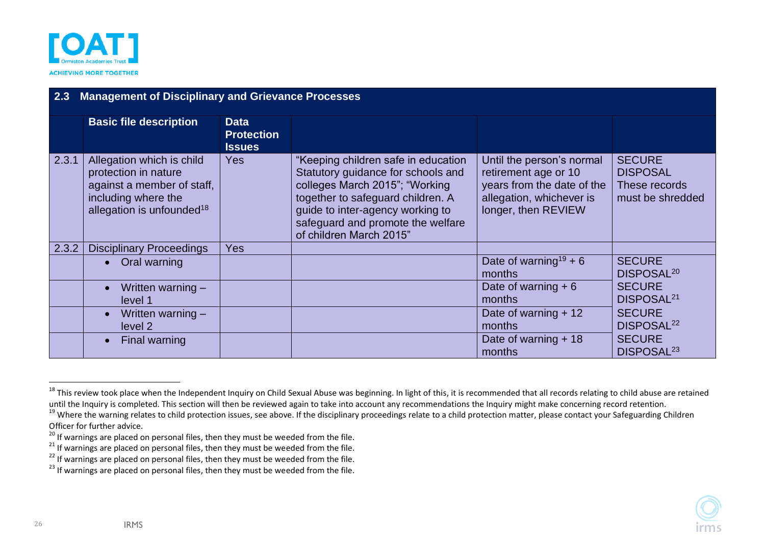## 2.3 Management of Disciplinary and Grievance Processes

| | Basic file description | Data Protection Issues | | | |
|---|---|---|---|---|---|
| 2.3.1 | Allegation which is child protection in nature against a member of staff, including where the allegation is unfounded[18] | Yes | "Keeping children safe in education Statutory guidance for schools and colleges March 2015"; "Working together to safeguard children. A guide to inter-agency working to safeguard and promote the welfare of children March 2015" | Until the person's normal retirement age or 10 years from the date of the allegation, whichever is longer, then REVIEW | SECURE DISPOSAL These records must be shredded |
| 2.3.2 | Disciplinary Proceedings | Yes | | | |
| | • Oral warning | | | Date of warning[19] + 6 months | SECURE DISPOSAL[20] |
| | • Written warning – level 1 | | | Date of warning + 6 months | SECURE DISPOSAL[21] |
| | • Written warning – level 2 | | | Date of warning + 12 months | SECURE DISPOSAL[22] |
| | • Final warning | | | Date of warning + 18 months | SECURE DISPOSAL[23] |

[18] This review took place when the Independent Inquiry on Child Sexual Abuse was beginning. In light of this, it is recommended that all records relating to child abuse are retained until the Inquiry is completed. This section will then be reviewed again to take into account any recommendations the Inquiry might make concerning record retention.

[19] Where the warning relates to child protection issues, see above. If the disciplinary proceedings relate to a child protection matter, please contact your Safeguarding Children Officer for further advice.

[20] If warnings are placed on personal files, then they must be weeded from the file.

[21] If warnings are placed on personal files, then they must be weeded from the file.

[22] If warnings are placed on personal files, then they must be weeded from the file.

[23] If warnings are placed on personal files, then they must be weeded from the file.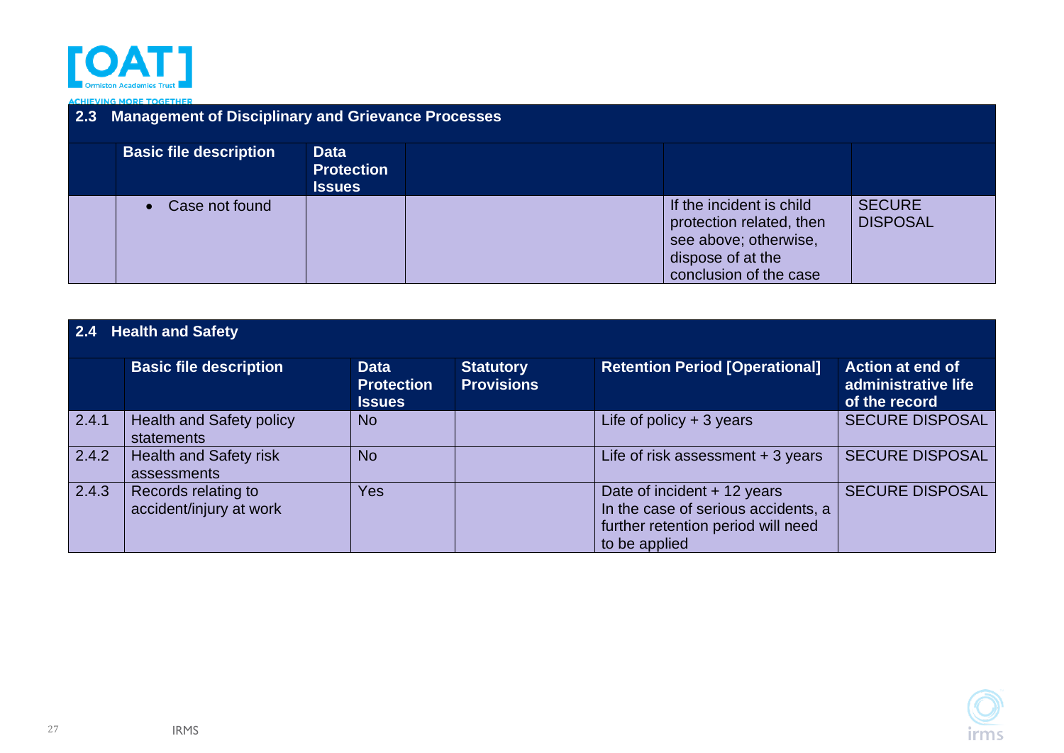| 2.3 | Management of Disciplinary and Grievance Processes | | | | |
|---|---|---|---|---|---|
| | **Basic file description** | **Data Protection Issues** | | | |
| | • Case not found | | | If the incident is child protection related, then see above; otherwise, dispose of at the conclusion of the case | SECURE DISPOSAL |

| 2.4 | Health and Safety | | | | |
|---|---|---|---|---|---|
| | **Basic file description** | **Data Protection Issues** | **Statutory Provisions** | **Retention Period [Operational]** | **Action at end of administrative life of the record** |
| 2.4.1 | Health and Safety policy statements | No | | Life of policy + 3 years | SECURE DISPOSAL |
| 2.4.2 | Health and Safety risk assessments | No | | Life of risk assessment + 3 years | SECURE DISPOSAL |
| 2.4.3 | Records relating to accident/injury at work | Yes | | Date of incident + 12 years<br>In the case of serious accidents, a further retention period will need to be applied | SECURE DISPOSAL |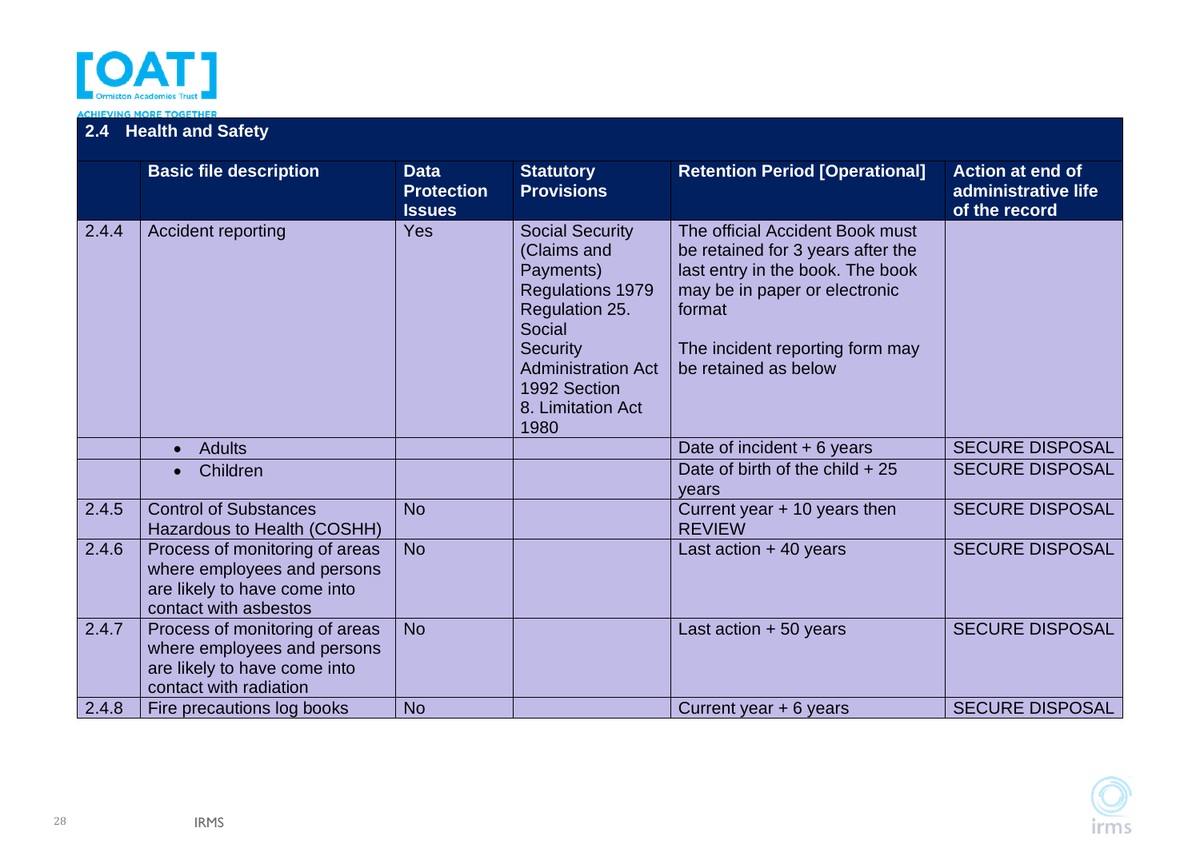## 2.4 Health and Safety

| | Basic file description | Data Protection Issues | Statutory Provisions | Retention Period [Operational] | Action at end of administrative life of the record |
|---|---|---|---|---|---|
| 2.4.4 | Accident reporting | Yes | Social Security (Claims and Payments) Regulations 1979 Regulation 25. Social Security Administration Act 1992 Section 8. Limitation Act 1980 | The official Accident Book must be retained for 3 years after the last entry in the book. The book may be in paper or electronic format<br><br>The incident reporting form may be retained as below | |
| | • Adults | | | Date of incident + 6 years | SECURE DISPOSAL |
| | • Children | | | Date of birth of the child + 25 years | SECURE DISPOSAL |
| 2.4.5 | Control of Substances Hazardous to Health (COSHH) | No | | Current year + 10 years then REVIEW | SECURE DISPOSAL |
| 2.4.6 | Process of monitoring of areas where employees and persons are likely to have come into contact with asbestos | No | | Last action + 40 years | SECURE DISPOSAL |
| 2.4.7 | Process of monitoring of areas where employees and persons are likely to have come into contact with radiation | No | | Last action + 50 years | SECURE DISPOSAL |
| 2.4.8 | Fire precautions log books | No | | Current year + 6 years | SECURE DISPOSAL |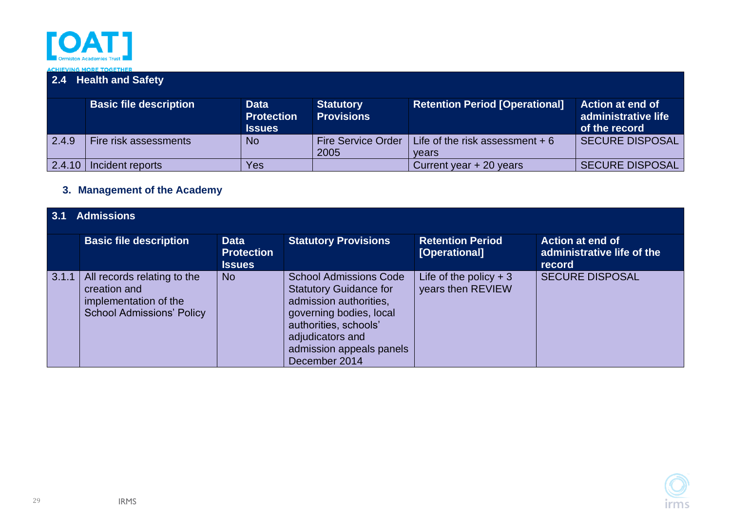| 2.4 Health and Safety | | | | | |
|---|---|---|---|---|---|
| | **Basic file description** | **Data Protection Issues** | **Statutory Provisions** | **Retention Period [Operational]** | **Action at end of administrative life of the record** |
| 2.4.9 | Fire risk assessments | No | Fire Service Order 2005 | Life of the risk assessment + 6 years | SECURE DISPOSAL |
| 2.4.10 | Incident reports | Yes | | Current year + 20 years | SECURE DISPOSAL |

## 3. Management of the Academy

| 3.1 Admissions | | | | | |
|---|---|---|---|---|---|
| | **Basic file description** | **Data Protection Issues** | **Statutory Provisions** | **Retention Period [Operational]** | **Action at end of administrative life of the record** |
| 3.1.1 | All records relating to the creation and implementation of the School Admissions' Policy | No | School Admissions Code Statutory Guidance for admission authorities, governing bodies, local authorities, schools' adjudicators and admission appeals panels December 2014 | Life of the policy + 3 years then REVIEW | SECURE DISPOSAL |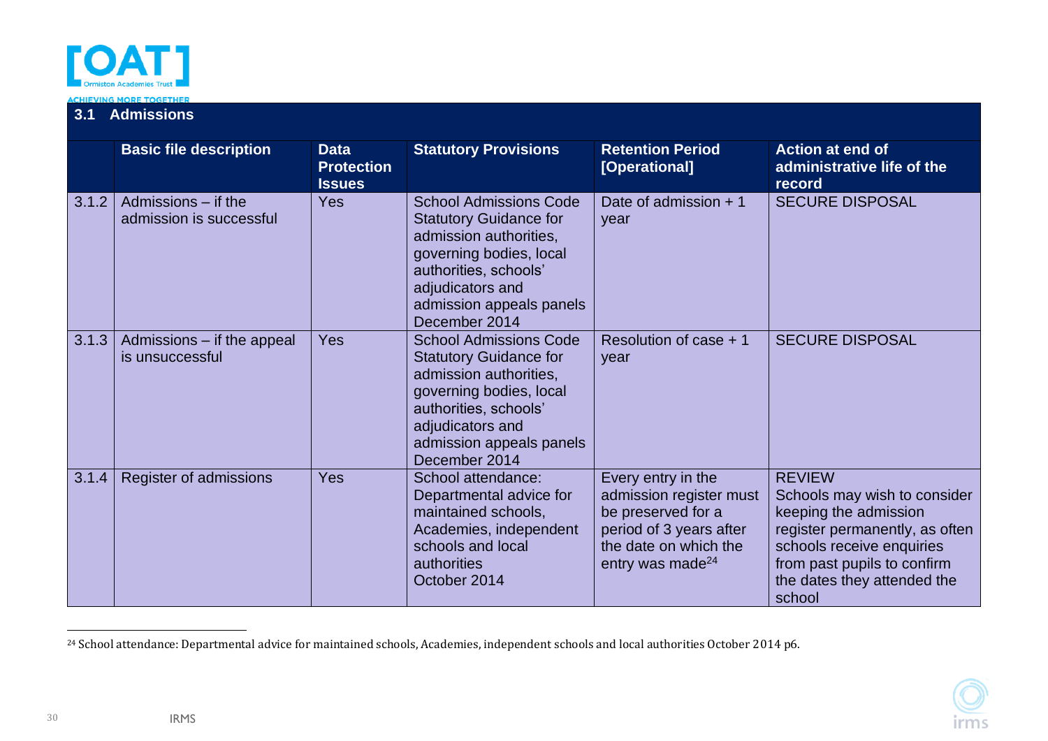## 3.1 Admissions

| | Basic file description | Data Protection Issues | Statutory Provisions | Retention Period [Operational] | Action at end of administrative life of the record |
|---|---|---|---|---|---|
| 3.1.2 | Admissions – if the admission is successful | Yes | School Admissions Code Statutory Guidance for admission authorities, governing bodies, local authorities, schools' adjudicators and admission appeals panels December 2014 | Date of admission + 1 year | SECURE DISPOSAL |
| 3.1.3 | Admissions – if the appeal is unsuccessful | Yes | School Admissions Code Statutory Guidance for admission authorities, governing bodies, local authorities, schools' adjudicators and admission appeals panels December 2014 | Resolution of case + 1 year | SECURE DISPOSAL |
| 3.1.4 | Register of admissions | Yes | School attendance: Departmental advice for maintained schools, Academies, independent schools and local authorities October 2014 | Every entry in the admission register must be preserved for a period of 3 years after the date on which the entry was made[24] | REVIEW Schools may wish to consider keeping the admission register permanently, as often schools receive enquiries from past pupils to confirm the dates they attended the school |

[24] School attendance: Departmental advice for maintained schools, Academies, independent schools and local authorities October 2014 p6.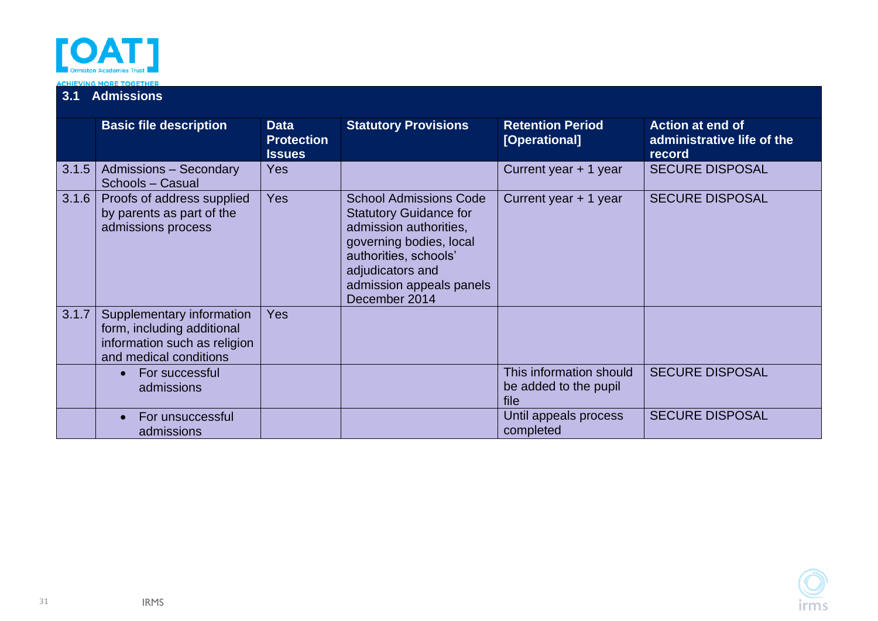## 3.1 Admissions

| | Basic file description | Data Protection Issues | Statutory Provisions | Retention Period [Operational] | Action at end of administrative life of the record |
|---|---|---|---|---|---|
| 3.1.5 | Admissions – Secondary Schools – Casual | Yes | | Current year + 1 year | SECURE DISPOSAL |
| 3.1.6 | Proofs of address supplied by parents as part of the admissions process | Yes | School Admissions Code Statutory Guidance for admission authorities, governing bodies, local authorities, schools' adjudicators and admission appeals panels December 2014 | Current year + 1 year | SECURE DISPOSAL |
| 3.1.7 | Supplementary information form, including additional information such as religion and medical conditions | Yes | | | |
| | • For successful admissions | | | This information should be added to the pupil file | SECURE DISPOSAL |
| | • For unsuccessful admissions | | | Until appeals process completed | SECURE DISPOSAL |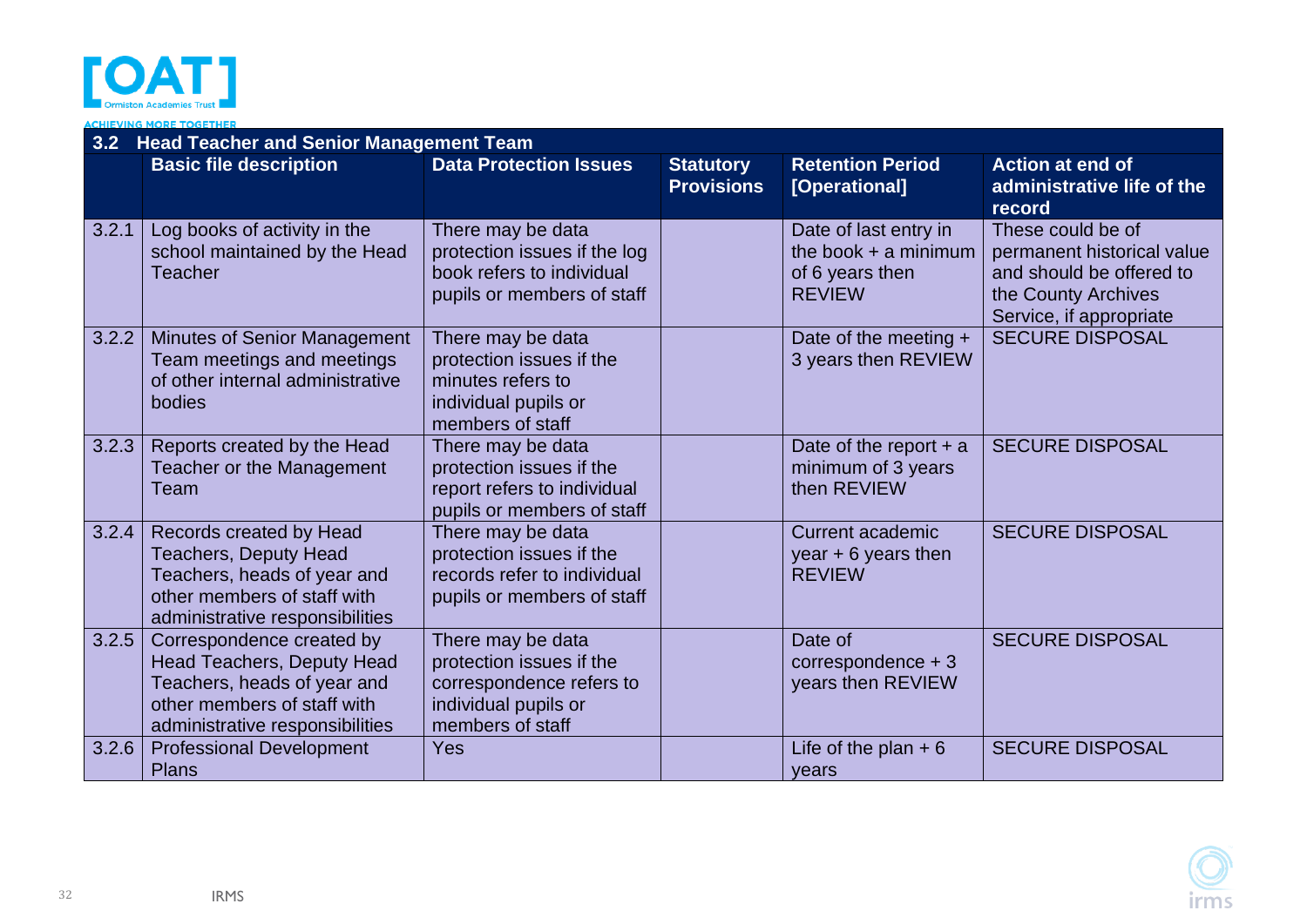| 3.2 | Head Teacher and Senior Management Team | | | | |
|---|---|---|---|---|---|
| | **Basic file description** | **Data Protection Issues** | **Statutory Provisions** | **Retention Period [Operational]** | **Action at end of administrative life of the record** |
| 3.2.1 | Log books of activity in the school maintained by the Head Teacher | There may be data protection issues if the log book refers to individual pupils or members of staff | | Date of last entry in the book + a minimum of 6 years then REVIEW | These could be of permanent historical value and should be offered to the County Archives Service, if appropriate |
| 3.2.2 | Minutes of Senior Management Team meetings and meetings of other internal administrative bodies | There may be data protection issues if the minutes refers to individual pupils or members of staff | | Date of the meeting + 3 years then REVIEW | SECURE DISPOSAL |
| 3.2.3 | Reports created by the Head Teacher or the Management Team | There may be data protection issues if the report refers to individual pupils or members of staff | | Date of the report + a minimum of 3 years then REVIEW | SECURE DISPOSAL |
| 3.2.4 | Records created by Head Teachers, Deputy Head Teachers, heads of year and other members of staff with administrative responsibilities | There may be data protection issues if the records refer to individual pupils or members of staff | | Current academic year + 6 years then REVIEW | SECURE DISPOSAL |
| 3.2.5 | Correspondence created by Head Teachers, Deputy Head Teachers, heads of year and other members of staff with administrative responsibilities | There may be data protection issues if the correspondence refers to individual pupils or members of staff | | Date of correspondence + 3 years then REVIEW | SECURE DISPOSAL |
| 3.2.6 | Professional Development Plans | Yes | | Life of the plan + 6 years | SECURE DISPOSAL |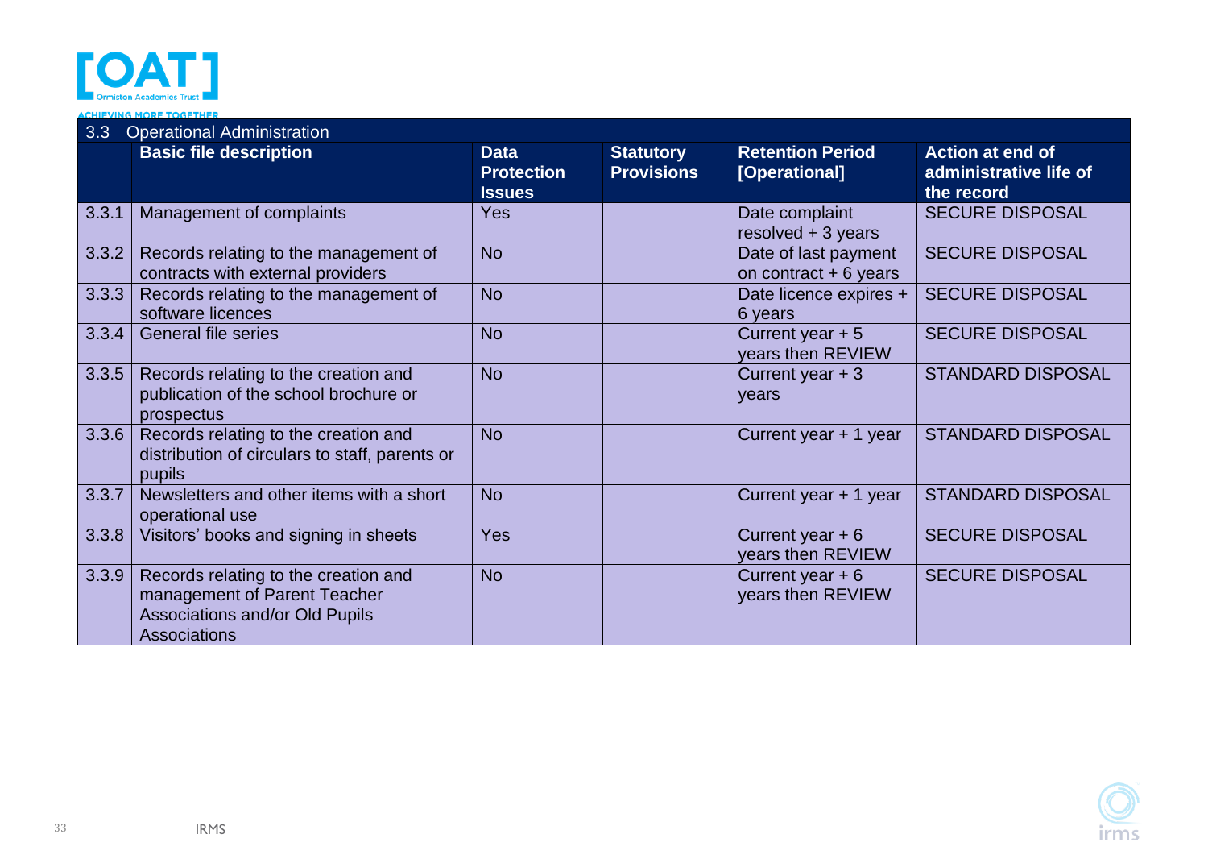| 3.3 | Operational Administration | | | | |
|---|---|---|---|---|---|
| | **Basic file description** | **Data Protection Issues** | **Statutory Provisions** | **Retention Period [Operational]** | **Action at end of administrative life of the record** |
| 3.3.1 | Management of complaints | Yes | | Date complaint resolved + 3 years | SECURE DISPOSAL |
| 3.3.2 | Records relating to the management of contracts with external providers | No | | Date of last payment on contract + 6 years | SECURE DISPOSAL |
| 3.3.3 | Records relating to the management of software licences | No | | Date licence expires + 6 years | SECURE DISPOSAL |
| 3.3.4 | General file series | No | | Current year + 5 years then REVIEW | SECURE DISPOSAL |
| 3.3.5 | Records relating to the creation and publication of the school brochure or prospectus | No | | Current year + 3 years | STANDARD DISPOSAL |
| 3.3.6 | Records relating to the creation and distribution of circulars to staff, parents or pupils | No | | Current year + 1 year | STANDARD DISPOSAL |
| 3.3.7 | Newsletters and other items with a short operational use | No | | Current year + 1 year | STANDARD DISPOSAL |
| 3.3.8 | Visitors' books and signing in sheets | Yes | | Current year + 6 years then REVIEW | SECURE DISPOSAL |
| 3.3.9 | Records relating to the creation and management of Parent Teacher Associations and/or Old Pupils Associations | No | | Current year + 6 years then REVIEW | SECURE DISPOSAL |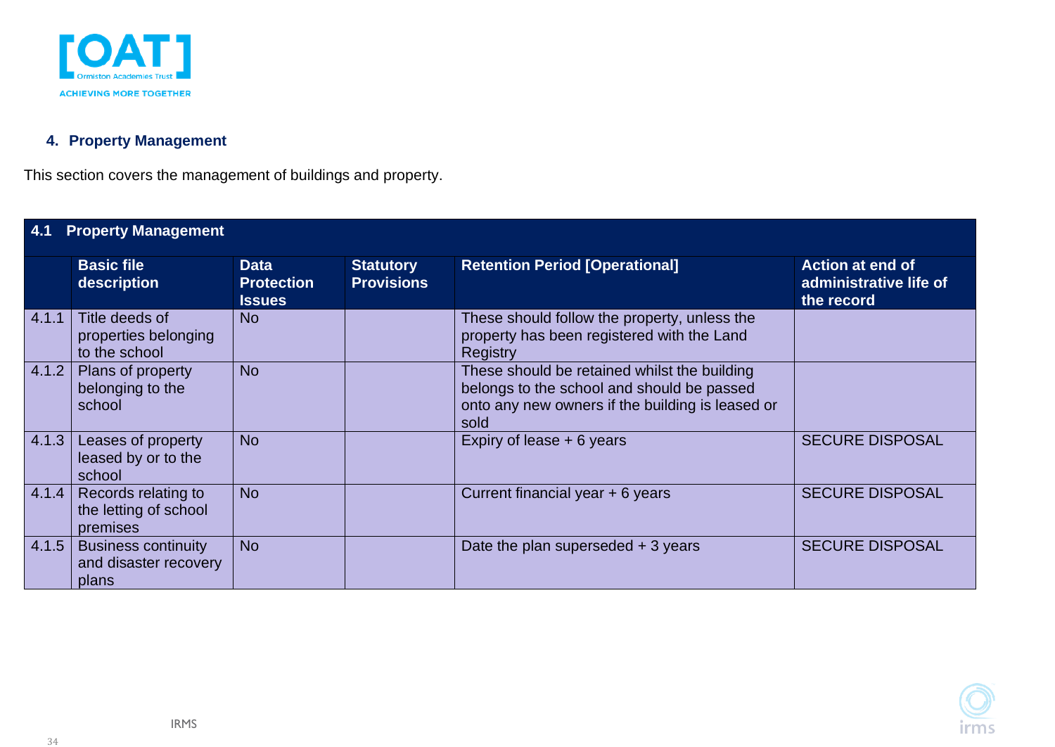## 4. Property Management

This section covers the management of buildings and property.

| 4.1 | Property Management | | | | |
|---|---|---|---|---|---|
| | **Basic file description** | **Data Protection Issues** | **Statutory Provisions** | **Retention Period [Operational]** | **Action at end of administrative life of the record** |
| 4.1.1 | Title deeds of properties belonging to the school | No | | These should follow the property, unless the property has been registered with the Land Registry | |
| 4.1.2 | Plans of property belonging to the school | No | | These should be retained whilst the building belongs to the school and should be passed onto any new owners if the building is leased or sold | |
| 4.1.3 | Leases of property leased by or to the school | No | | Expiry of lease + 6 years | SECURE DISPOSAL |
| 4.1.4 | Records relating to the letting of school premises | No | | Current financial year + 6 years | SECURE DISPOSAL |
| 4.1.5 | Business continuity and disaster recovery plans | No | | Date the plan superseded + 3 years | SECURE DISPOSAL |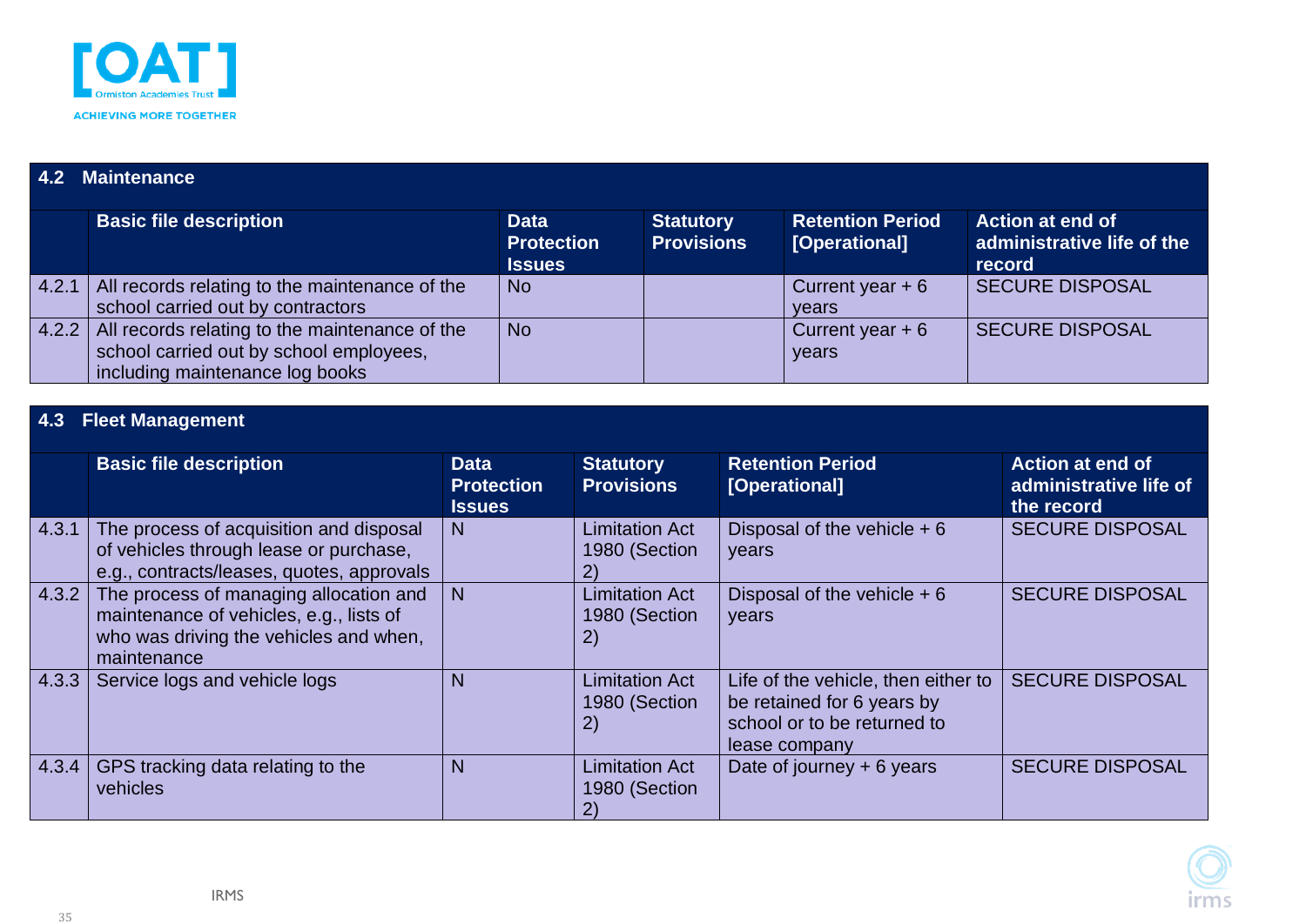## 4.2 Maintenance

| | Basic file description | Data Protection Issues | Statutory Provisions | Retention Period [Operational] | Action at end of administrative life of the record |
|---|---|---|---|---|---|
| 4.2.1 | All records relating to the maintenance of the school carried out by contractors | No | | Current year + 6 years | SECURE DISPOSAL |
| 4.2.2 | All records relating to the maintenance of the school carried out by school employees, including maintenance log books | No | | Current year + 6 years | SECURE DISPOSAL |

## 4.3 Fleet Management

| | Basic file description | Data Protection Issues | Statutory Provisions | Retention Period [Operational] | Action at end of administrative life of the record |
|---|---|---|---|---|---|
| 4.3.1 | The process of acquisition and disposal of vehicles through lease or purchase, e.g., contracts/leases, quotes, approvals | N | Limitation Act 1980 (Section 2) | Disposal of the vehicle + 6 years | SECURE DISPOSAL |
| 4.3.2 | The process of managing allocation and maintenance of vehicles, e.g., lists of who was driving the vehicles and when, maintenance | N | Limitation Act 1980 (Section 2) | Disposal of the vehicle + 6 years | SECURE DISPOSAL |
| 4.3.3 | Service logs and vehicle logs | N | Limitation Act 1980 (Section 2) | Life of the vehicle, then either to be retained for 6 years by school or to be returned to lease company | SECURE DISPOSAL |
| 4.3.4 | GPS tracking data relating to the vehicles | N | Limitation Act 1980 (Section 2) | Date of journey + 6 years | SECURE DISPOSAL |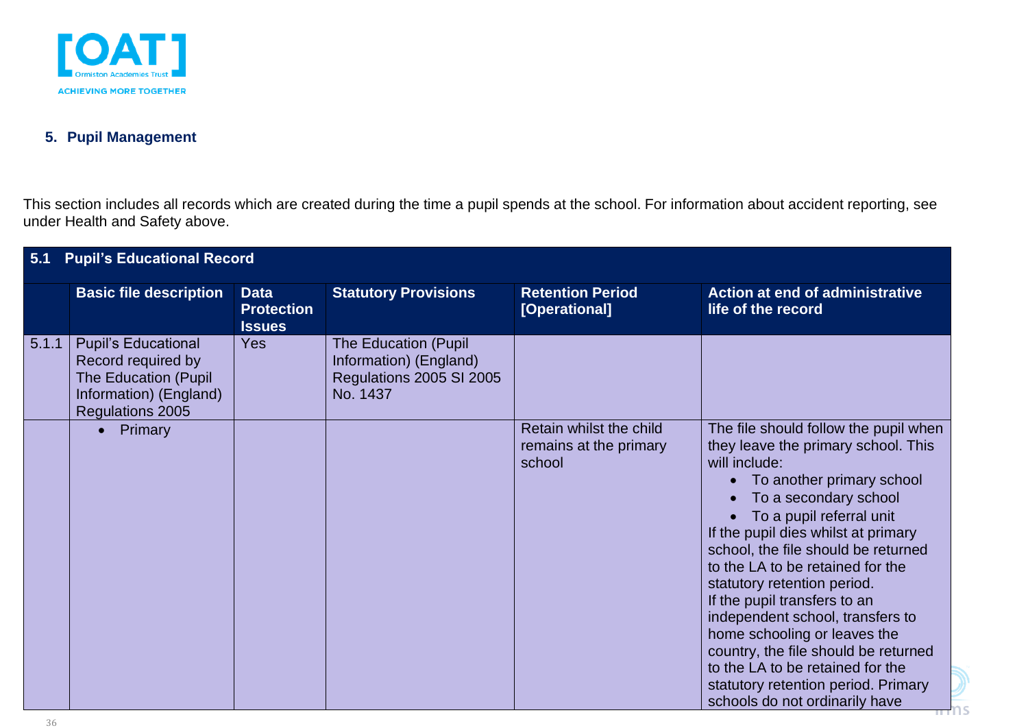## 5. Pupil Management

This section includes all records which are created during the time a pupil spends at the school. For information about accident reporting, see under Health and Safety above.

| 5.1 Pupil's Educational Record | | | | | |
|---|---|---|---|---|---|
| | **Basic file description** | **Data Protection Issues** | **Statutory Provisions** | **Retention Period [Operational]** | **Action at end of administrative life of the record** |
| 5.1.1 | Pupil's Educational Record required by The Education (Pupil Information) (England) Regulations 2005 | Yes | The Education (Pupil Information) (England) Regulations 2005 SI 2005 No. 1437 | | |
| | • Primary | | | Retain whilst the child remains at the primary school | The file should follow the pupil when they leave the primary school. This will include: <br>• To another primary school <br>• To a secondary school <br>• To a pupil referral unit <br>If the pupil dies whilst at primary school, the file should be returned to the LA to be retained for the statutory retention period. <br>If the pupil transfers to an independent school, transfers to home schooling or leaves the country, the file should be returned to the LA to be retained for the statutory retention period. Primary schools do not ordinarily have |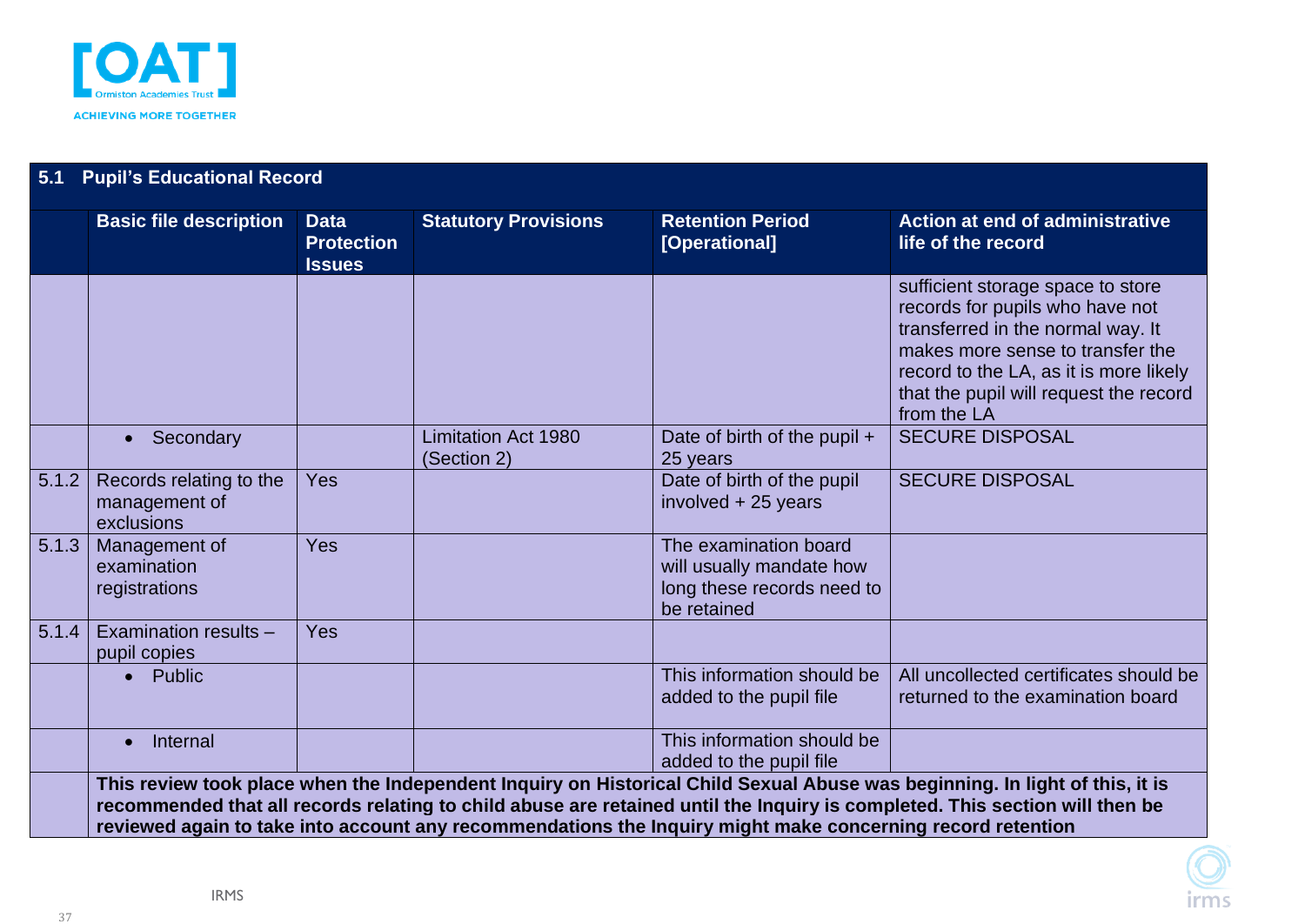## 5.1 Pupil's Educational Record

| | Basic file description | Data Protection Issues | Statutory Provisions | Retention Period [Operational] | Action at end of administrative life of the record |
|---|---|---|---|---|---|
| | | | | | sufficient storage space to store records for pupils who have not transferred in the normal way. It makes more sense to transfer the record to the LA, as it is more likely that the pupil will request the record from the LA |
| | • Secondary | | Limitation Act 1980 (Section 2) | Date of birth of the pupil + 25 years | SECURE DISPOSAL |
| 5.1.2 | Records relating to the management of exclusions | Yes | | Date of birth of the pupil involved + 25 years | SECURE DISPOSAL |
| 5.1.3 | Management of examination registrations | Yes | | The examination board will usually mandate how long these records need to be retained | |
| 5.1.4 | Examination results – pupil copies | Yes | | | |
| | • Public | | | This information should be added to the pupil file | All uncollected certificates should be returned to the examination board |
| | • Internal | | | This information should be added to the pupil file | |
| | **This review took place when the Independent Inquiry on Historical Child Sexual Abuse was beginning. In light of this, it is recommended that all records relating to child abuse are retained until the Inquiry is completed. This section will then be reviewed again to take into account any recommendations the Inquiry might make concerning record retention** | | | | |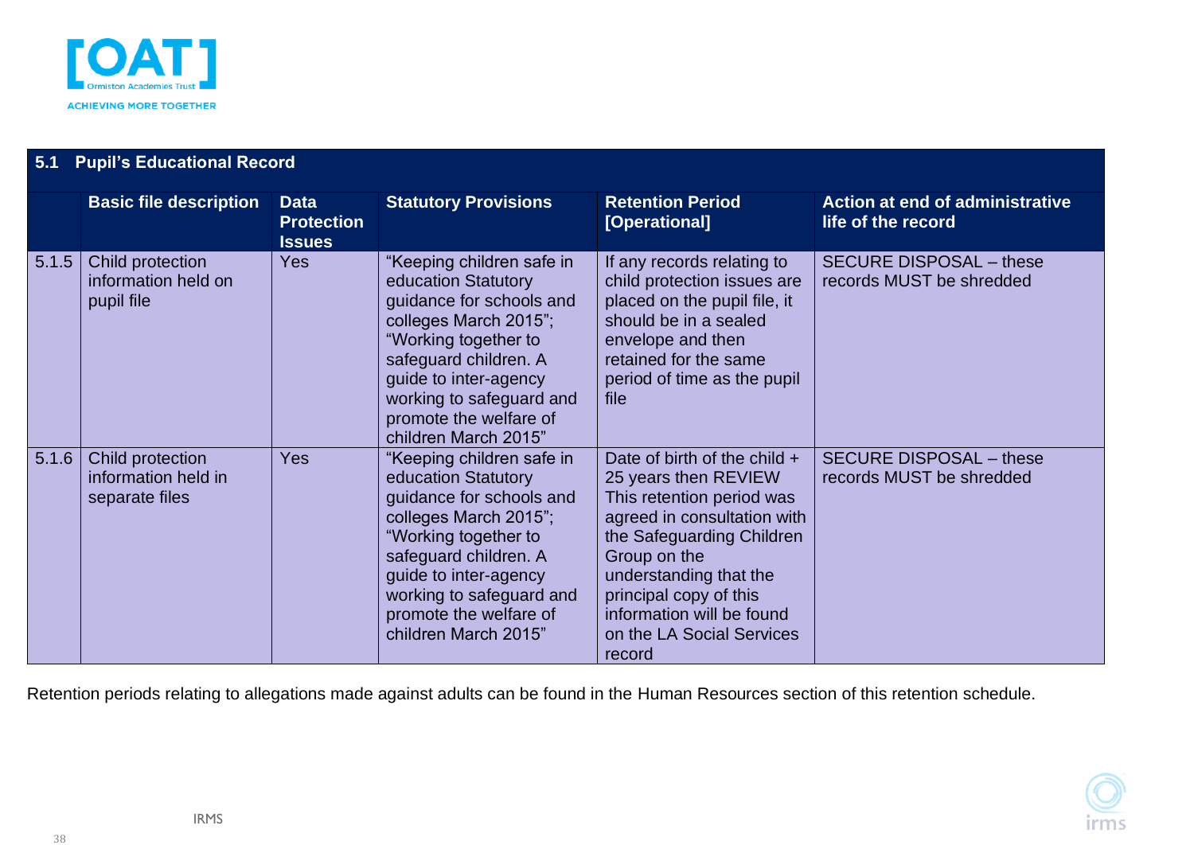| 5.1 | Pupil's Educational Record | | | | |
|---|---|---|---|---|---|
| | **Basic file description** | **Data Protection Issues** | **Statutory Provisions** | **Retention Period [Operational]** | **Action at end of administrative life of the record** |
| 5.1.5 | Child protection information held on pupil file | Yes | "Keeping children safe in education Statutory guidance for schools and colleges March 2015"; "Working together to safeguard children. A guide to inter-agency working to safeguard and promote the welfare of children March 2015" | If any records relating to child protection issues are placed on the pupil file, it should be in a sealed envelope and then retained for the same period of time as the pupil file | SECURE DISPOSAL – these records MUST be shredded |
| 5.1.6 | Child protection information held in separate files | Yes | "Keeping children safe in education Statutory guidance for schools and colleges March 2015"; "Working together to safeguard children. A guide to inter-agency working to safeguard and promote the welfare of children March 2015" | Date of birth of the child + 25 years then REVIEW This retention period was agreed in consultation with the Safeguarding Children Group on the understanding that the principal copy of this information will be found on the LA Social Services record | SECURE DISPOSAL – these records MUST be shredded |

Retention periods relating to allegations made against adults can be found in the Human Resources section of this retention schedule.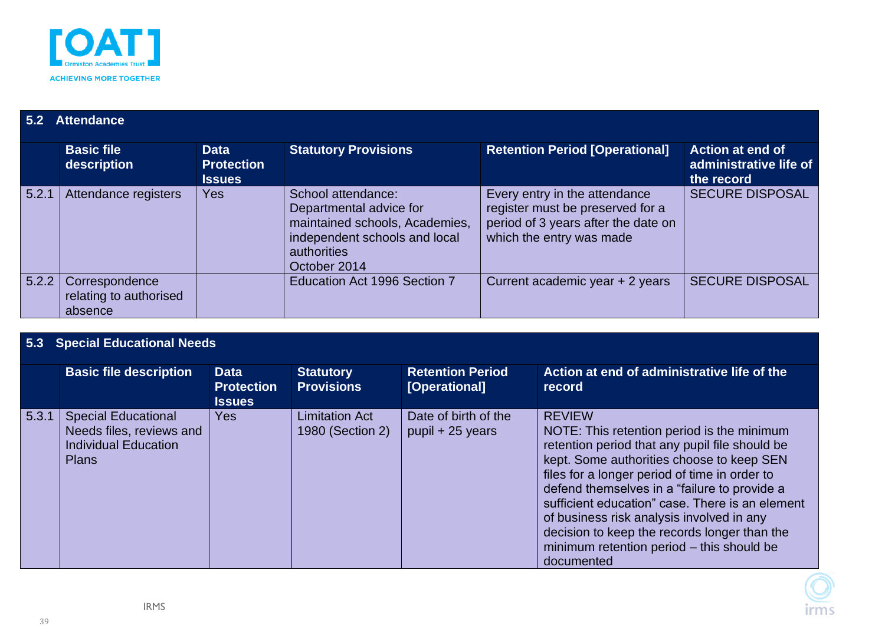## 5.2 Attendance

| | Basic file description | Data Protection Issues | Statutory Provisions | Retention Period [Operational] | Action at end of administrative life of the record |
|---|---|---|---|---|---|
| 5.2.1 | Attendance registers | Yes | School attendance: Departmental advice for maintained schools, Academies, independent schools and local authorities October 2014 | Every entry in the attendance register must be preserved for a period of 3 years after the date on which the entry was made | SECURE DISPOSAL |
| 5.2.2 | Correspondence relating to authorised absence | | Education Act 1996 Section 7 | Current academic year + 2 years | SECURE DISPOSAL |

## 5.3 Special Educational Needs

| | Basic file description | Data Protection Issues | Statutory Provisions | Retention Period [Operational] | Action at end of administrative life of the record |
|---|---|---|---|---|---|
| 5.3.1 | Special Educational Needs files, reviews and Individual Education Plans | Yes | Limitation Act 1980 (Section 2) | Date of birth of the pupil + 25 years | REVIEW<br>NOTE: This retention period is the minimum retention period that any pupil file should be kept. Some authorities choose to keep SEN files for a longer period of time in order to defend themselves in a "failure to provide a sufficient education" case. There is an element of business risk analysis involved in any decision to keep the records longer than the minimum retention period – this should be documented |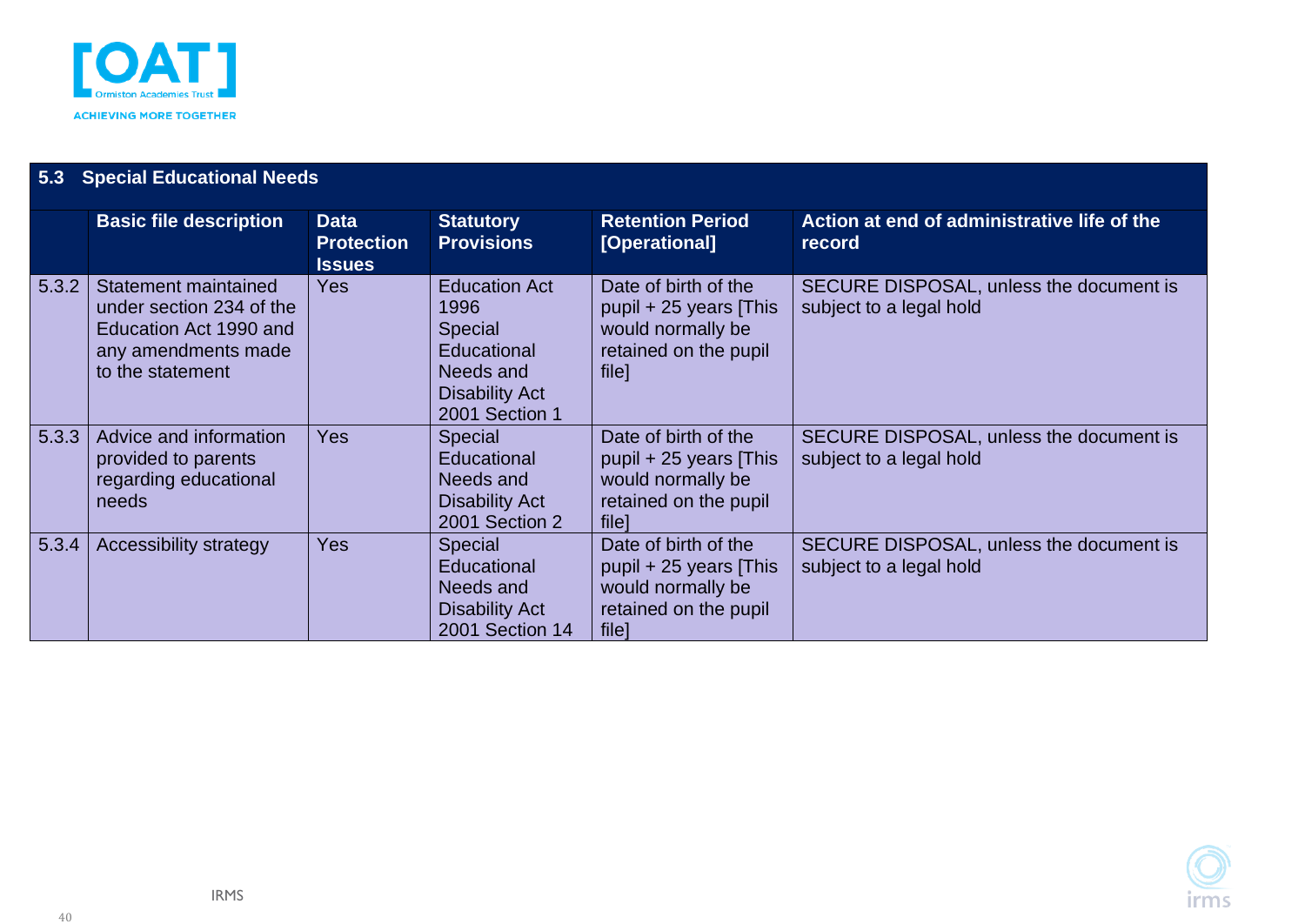| 5.3 Special Educational Needs | | | | | |
|---|---|---|---|---|---|
| | **Basic file description** | **Data Protection Issues** | **Statutory Provisions** | **Retention Period [Operational]** | **Action at end of administrative life of the record** |
| 5.3.2 | Statement maintained under section 234 of the Education Act 1990 and any amendments made to the statement | Yes | Education Act 1996 Special Educational Needs and Disability Act 2001 Section 1 | Date of birth of the pupil + 25 years [This would normally be retained on the pupil file] | SECURE DISPOSAL, unless the document is subject to a legal hold |
| 5.3.3 | Advice and information provided to parents regarding educational needs | Yes | Special Educational Needs and Disability Act 2001 Section 2 | Date of birth of the pupil + 25 years [This would normally be retained on the pupil file] | SECURE DISPOSAL, unless the document is subject to a legal hold |
| 5.3.4 | Accessibility strategy | Yes | Special Educational Needs and Disability Act 2001 Section 14 | Date of birth of the pupil + 25 years [This would normally be retained on the pupil file] | SECURE DISPOSAL, unless the document is subject to a legal hold |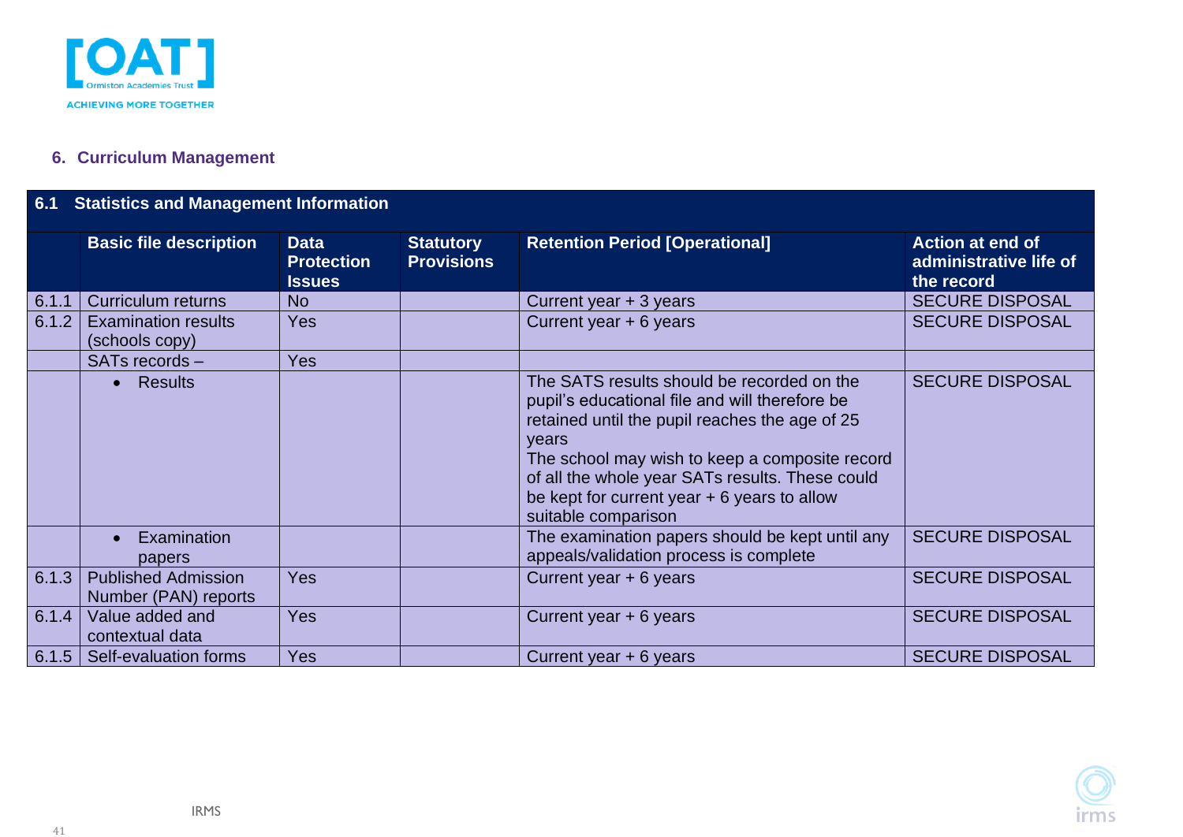## 6. Curriculum Management

| 6.1 | Statistics and Management Information | | | | |
|---|---|---|---|---|---|
| | **Basic file description** | **Data Protection Issues** | **Statutory Provisions** | **Retention Period [Operational]** | **Action at end of administrative life of the record** |
| 6.1.1 | Curriculum returns | No | | Current year + 3 years | SECURE DISPOSAL |
| 6.1.2 | Examination results (schools copy) | Yes | | Current year + 6 years | SECURE DISPOSAL |
| | SATs records – | Yes | | | |
| | • Results | | | The SATS results should be recorded on the pupil's educational file and will therefore be retained until the pupil reaches the age of 25 years<br>The school may wish to keep a composite record of all the whole year SATs results. These could be kept for current year + 6 years to allow suitable comparison | SECURE DISPOSAL |
| | • Examination papers | | | The examination papers should be kept until any appeals/validation process is complete | SECURE DISPOSAL |
| 6.1.3 | Published Admission Number (PAN) reports | Yes | | Current year + 6 years | SECURE DISPOSAL |
| 6.1.4 | Value added and contextual data | Yes | | Current year + 6 years | SECURE DISPOSAL |
| 6.1.5 | Self-evaluation forms | Yes | | Current year + 6 years | SECURE DISPOSAL |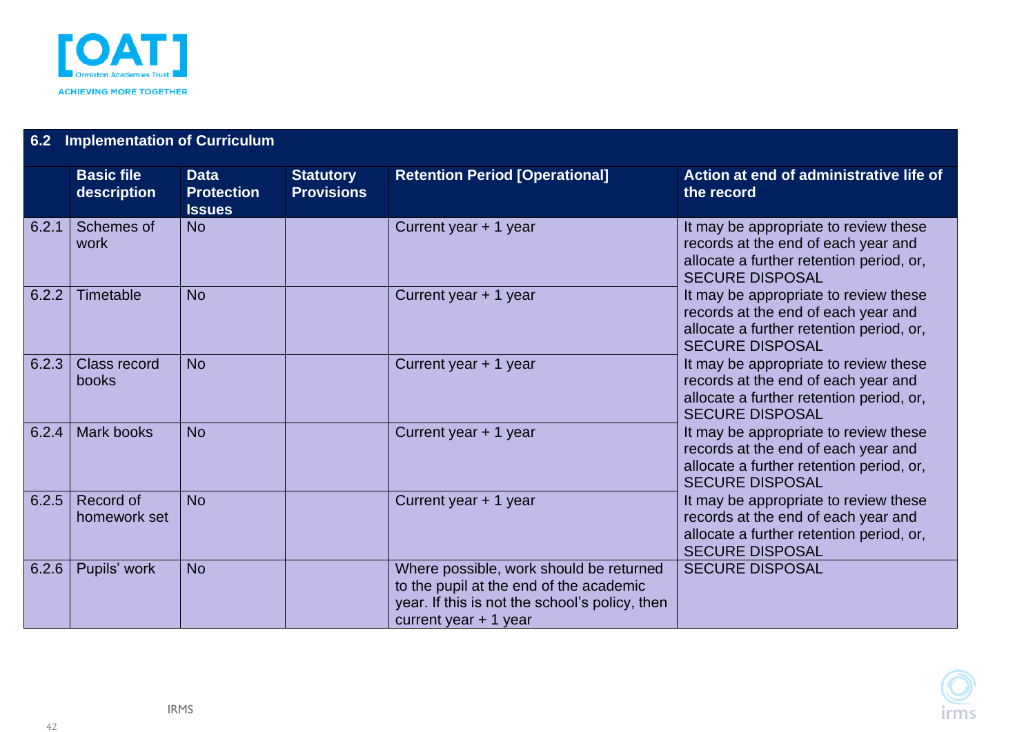| 6.2 Implementation of Curriculum | | | | | |
|---|---|---|---|---|---|
| | **Basic file description** | **Data Protection Issues** | **Statutory Provisions** | **Retention Period [Operational]** | **Action at end of administrative life of the record** |
| 6.2.1 | Schemes of work | No | | Current year + 1 year | It may be appropriate to review these records at the end of each year and allocate a further retention period, or, SECURE DISPOSAL |
| 6.2.2 | Timetable | No | | Current year + 1 year | It may be appropriate to review these records at the end of each year and allocate a further retention period, or, SECURE DISPOSAL |
| 6.2.3 | Class record books | No | | Current year + 1 year | It may be appropriate to review these records at the end of each year and allocate a further retention period, or, SECURE DISPOSAL |
| 6.2.4 | Mark books | No | | Current year + 1 year | It may be appropriate to review these records at the end of each year and allocate a further retention period, or, SECURE DISPOSAL |
| 6.2.5 | Record of homework set | No | | Current year + 1 year | It may be appropriate to review these records at the end of each year and allocate a further retention period, or, SECURE DISPOSAL |
| 6.2.6 | Pupils' work | No | | Where possible, work should be returned to the pupil at the end of the academic year. If this is not the school's policy, then current year + 1 year | SECURE DISPOSAL |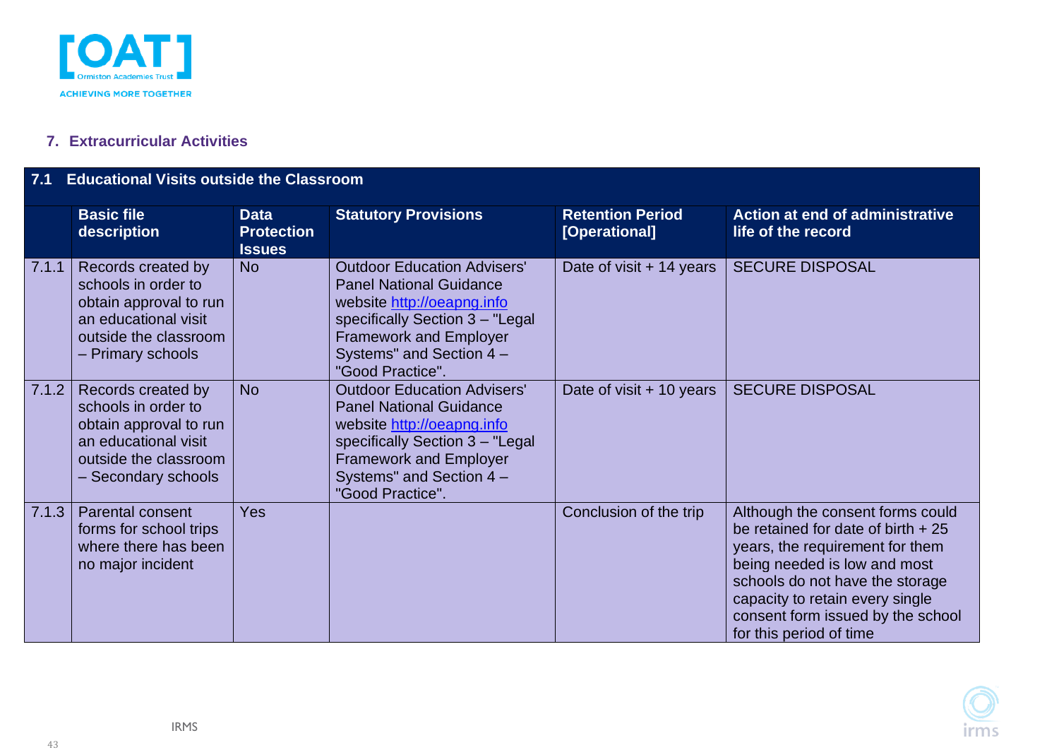## 7. Extracurricular Activities

| 7.1 | Educational Visits outside the Classroom | | | | |
|---|---|---|---|---|---|
| | **Basic file description** | **Data Protection Issues** | **Statutory Provisions** | **Retention Period [Operational]** | **Action at end of administrative life of the record** |
| 7.1.1 | Records created by schools in order to obtain approval to run an educational visit outside the classroom – Primary schools | No | Outdoor Education Advisers' Panel National Guidance website http://oeapng.info specifically Section 3 – "Legal Framework and Employer Systems" and Section 4 – "Good Practice". | Date of visit + 14 years | SECURE DISPOSAL |
| 7.1.2 | Records created by schools in order to obtain approval to run an educational visit outside the classroom – Secondary schools | No | Outdoor Education Advisers' Panel National Guidance website http://oeapng.info specifically Section 3 – "Legal Framework and Employer Systems" and Section 4 – "Good Practice". | Date of visit + 10 years | SECURE DISPOSAL |
| 7.1.3 | Parental consent forms for school trips where there has been no major incident | Yes | | Conclusion of the trip | Although the consent forms could be retained for date of birth + 25 years, the requirement for them being needed is low and most schools do not have the storage capacity to retain every single consent form issued by the school for this period of time |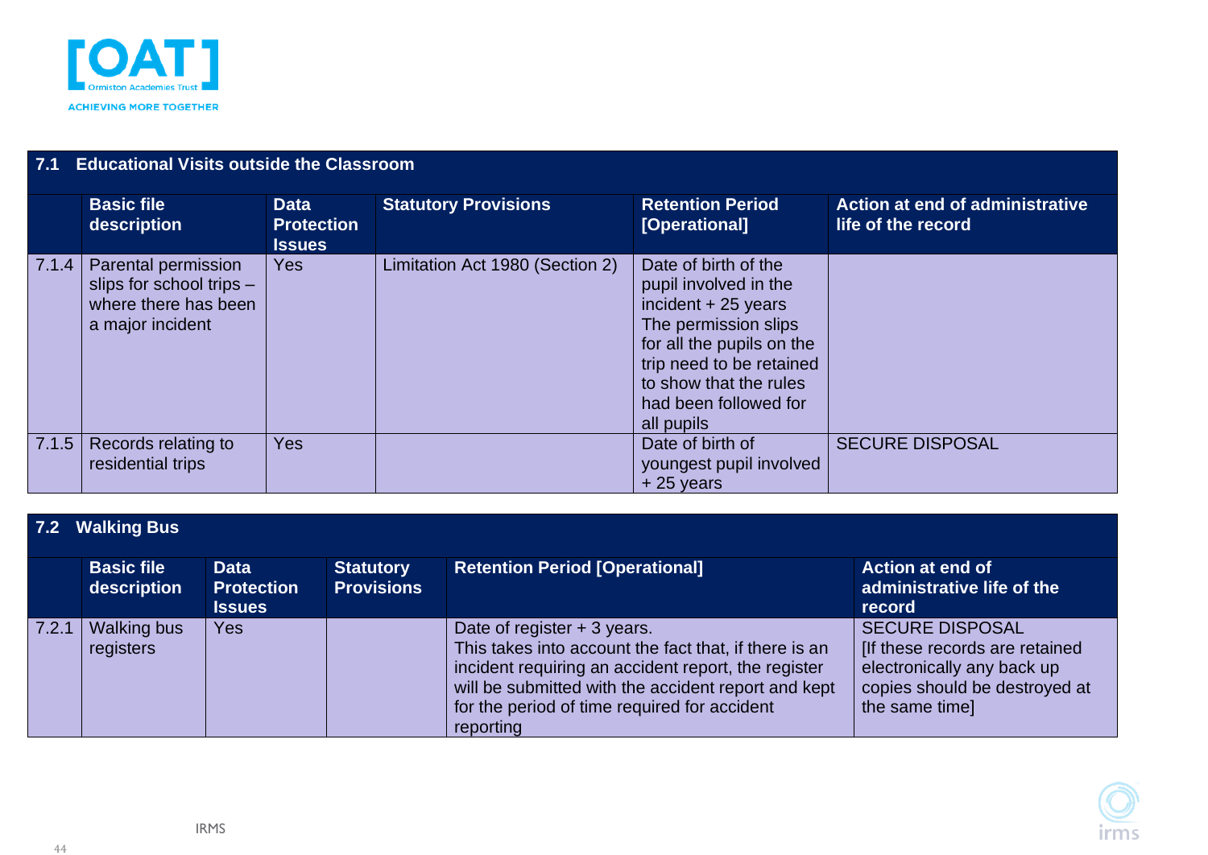| 7.1 Educational Visits outside the Classroom | | | | | |
|---|---|---|---|---|---|
| | **Basic file description** | **Data Protection Issues** | **Statutory Provisions** | **Retention Period [Operational]** | **Action at end of administrative life of the record** |
| 7.1.4 | Parental permission slips for school trips – where there has been a major incident | Yes | Limitation Act 1980 (Section 2) | Date of birth of the pupil involved in the incident + 25 years The permission slips for all the pupils on the trip need to be retained to show that the rules had been followed for all pupils | |
| 7.1.5 | Records relating to residential trips | Yes | | Date of birth of youngest pupil involved + 25 years | SECURE DISPOSAL |

| 7.2 Walking Bus | | | | | |
|---|---|---|---|---|---|
| | **Basic file description** | **Data Protection Issues** | **Statutory Provisions** | **Retention Period [Operational]** | **Action at end of administrative life of the record** |
| 7.2.1 | Walking bus registers | Yes | | Date of register + 3 years. This takes into account the fact that, if there is an incident requiring an accident report, the register will be submitted with the accident report and kept for the period of time required for accident reporting | SECURE DISPOSAL [If these records are retained electronically any back up copies should be destroyed at the same time] |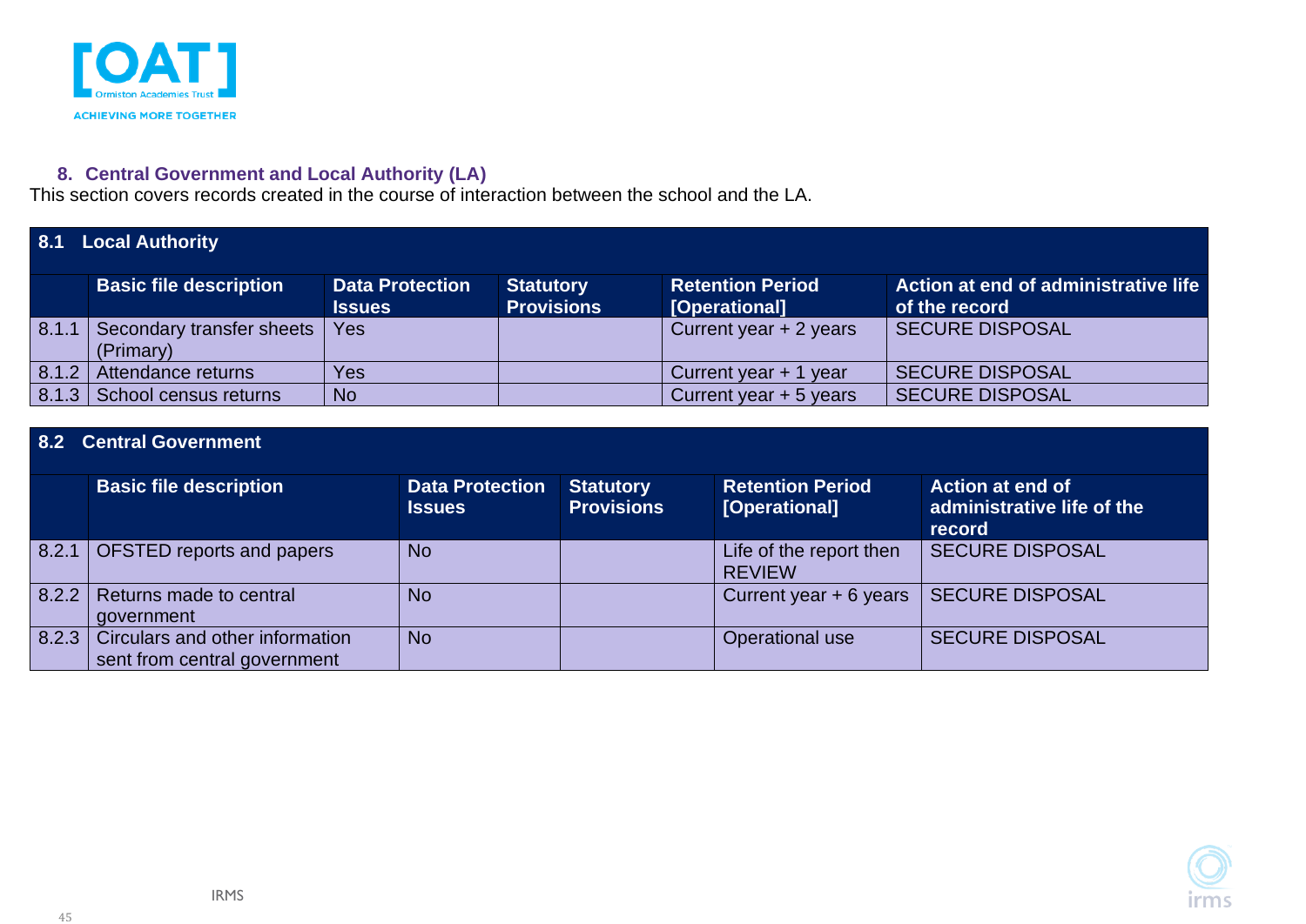## 8. Central Government and Local Authority (LA)

This section covers records created in the course of interaction between the school and the LA.

| 8.1 Local Authority | | | | | |
|---|---|---|---|---|---|
| | **Basic file description** | **Data Protection Issues** | **Statutory Provisions** | **Retention Period [Operational]** | **Action at end of administrative life of the record** |
| 8.1.1 | Secondary transfer sheets (Primary) | Yes | | Current year + 2 years | SECURE DISPOSAL |
| 8.1.2 | Attendance returns | Yes | | Current year + 1 year | SECURE DISPOSAL |
| 8.1.3 | School census returns | No | | Current year + 5 years | SECURE DISPOSAL |

| 8.2 Central Government | | | | | |
|---|---|---|---|---|---|
| | **Basic file description** | **Data Protection Issues** | **Statutory Provisions** | **Retention Period [Operational]** | **Action at end of administrative life of the record** |
| 8.2.1 | OFSTED reports and papers | No | | Life of the report then REVIEW | SECURE DISPOSAL |
| 8.2.2 | Returns made to central government | No | | Current year + 6 years | SECURE DISPOSAL |
| 8.2.3 | Circulars and other information sent from central government | No | | Operational use | SECURE DISPOSAL |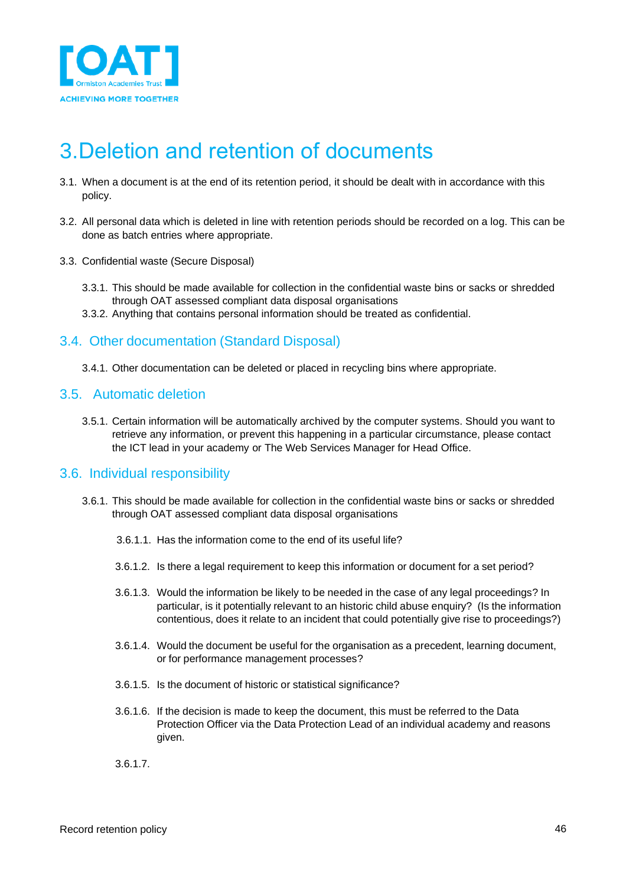# 3.Deletion and retention of documents

3.1. When a document is at the end of its retention period, it should be dealt with in accordance with this policy.

3.2. All personal data which is deleted in line with retention periods should be recorded on a log. This can be done as batch entries where appropriate.

3.3. Confidential waste (Secure Disposal)

3.3.1. This should be made available for collection in the confidential waste bins or sacks or shredded through OAT assessed compliant data disposal organisations

3.3.2. Anything that contains personal information should be treated as confidential.

## 3.4. Other documentation (Standard Disposal)

3.4.1. Other documentation can be deleted or placed in recycling bins where appropriate.

## 3.5. Automatic deletion

3.5.1. Certain information will be automatically archived by the computer systems. Should you want to retrieve any information, or prevent this happening in a particular circumstance, please contact the ICT lead in your academy or The Web Services Manager for Head Office.

## 3.6. Individual responsibility

3.6.1. This should be made available for collection in the confidential waste bins or sacks or shredded through OAT assessed compliant data disposal organisations

3.6.1.1. Has the information come to the end of its useful life?

3.6.1.2. Is there a legal requirement to keep this information or document for a set period?

3.6.1.3. Would the information be likely to be needed in the case of any legal proceedings? In particular, is it potentially relevant to an historic child abuse enquiry? (Is the information contentious, does it relate to an incident that could potentially give rise to proceedings?)

3.6.1.4. Would the document be useful for the organisation as a precedent, learning document, or for performance management processes?

3.6.1.5. Is the document of historic or statistical significance?

3.6.1.6. If the decision is made to keep the document, this must be referred to the Data Protection Officer via the Data Protection Lead of an individual academy and reasons given.

3.6.1.7.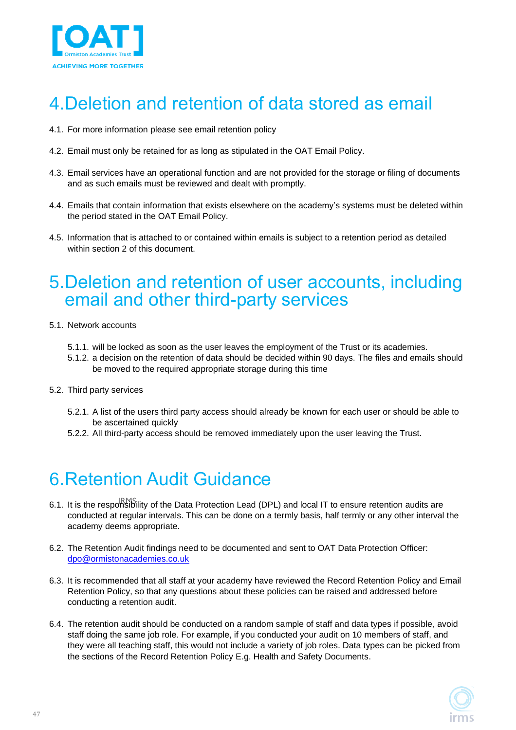# 4. Deletion and retention of data stored as email

4.1. For more information please see email retention policy

4.2. Email must only be retained for as long as stipulated in the OAT Email Policy.

4.3. Email services have an operational function and are not provided for the storage or filing of documents and as such emails must be reviewed and dealt with promptly.

4.4. Emails that contain information that exists elsewhere on the academy's systems must be deleted within the period stated in the OAT Email Policy.

4.5. Information that is attached to or contained within emails is subject to a retention period as detailed within section 2 of this document.

# 5. Deletion and retention of user accounts, including email and other third-party services

5.1. Network accounts

- 5.1.1. will be locked as soon as the user leaves the employment of the Trust or its academies.
- 5.1.2. a decision on the retention of data should be decided within 90 days. The files and emails should be moved to the required appropriate storage during this time

5.2. Third party services

- 5.2.1. A list of the users third party access should already be known for each user or should be able to be ascertained quickly
- 5.2.2. All third-party access should be removed immediately upon the user leaving the Trust.

# 6. Retention Audit Guidance

6.1. It is the responsibility of the Data Protection Lead (DPL) and local IT to ensure retention audits are conducted at regular intervals. This can be done on a termly basis, half termly or any other interval the academy deems appropriate.

6.2. The Retention Audit findings need to be documented and sent to OAT Data Protection Officer: dpo@ormistonacademies.co.uk

6.3. It is recommended that all staff at your academy have reviewed the Record Retention Policy and Email Retention Policy, so that any questions about these policies can be raised and addressed before conducting a retention audit.

6.4. The retention audit should be conducted on a random sample of staff and data types if possible, avoid staff doing the same job role. For example, if you conducted your audit on 10 members of staff, and they were all teaching staff, this would not include a variety of job roles. Data types can be picked from the sections of the Record Retention Policy E.g. Health and Safety Documents.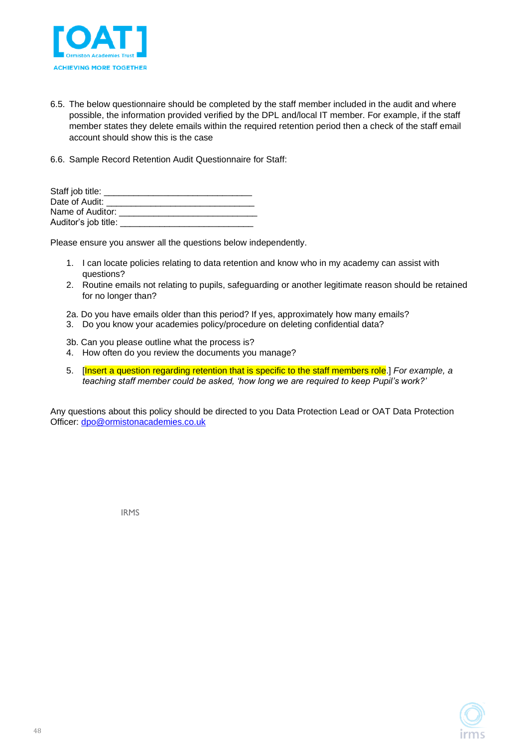6.5. The below questionnaire should be completed by the staff member included in the audit and where possible, the information provided verified by the DPL and/local IT member. For example, if the staff member states they delete emails within the required retention period then a check of the staff email account should show this is the case

6.6. Sample Record Retention Audit Questionnaire for Staff:

Staff job title: ______________________________
Date of Audit: ______________________________
Name of Auditor: ____________________________
Auditor's job title: ___________________________

Please ensure you answer all the questions below independently.

1. I can locate policies relating to data retention and know who in my academy can assist with questions?
2. Routine emails not relating to pupils, safeguarding or another legitimate reason should be retained for no longer than?

2a. Do you have emails older than this period? If yes, approximately how many emails?

3. Do you know your academies policy/procedure on deleting confidential data?

3b. Can you please outline what the process is?

4. How often do you review the documents you manage?
5. [Insert a question regarding retention that is specific to the staff members role.] *For example, a teaching staff member could be asked, 'how long we are required to keep Pupil's work?'*

Any questions about this policy should be directed to you Data Protection Lead or OAT Data Protection Officer: dpo@ormistonacademies.co.uk

IRMS